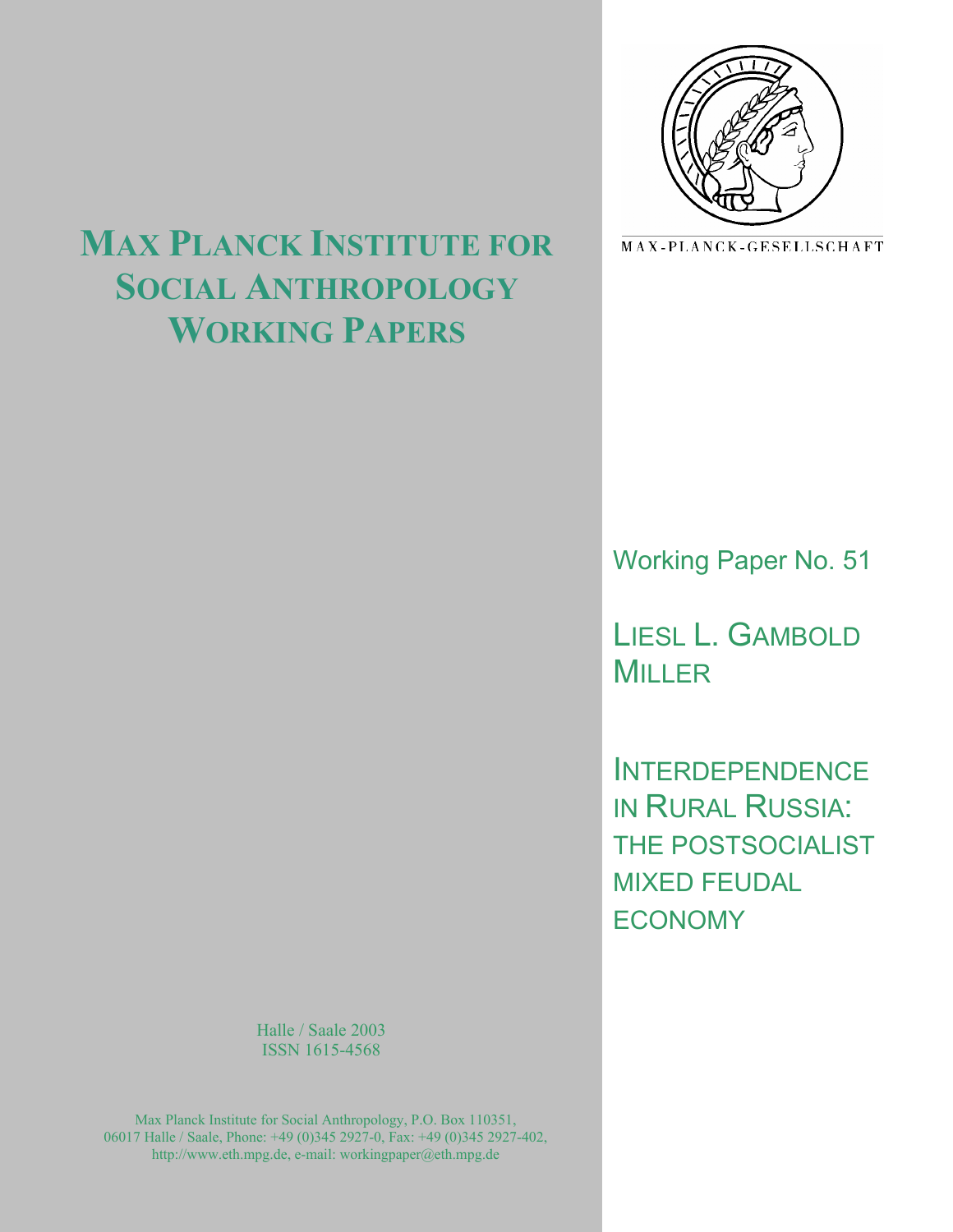# Max Planck Institute for Social Anthropology Working Papers

MAX-PLANCK-GESELLSCHAFT

Working Paper No. 51

LIESL L. GAMBOLD MILLER

INTERDEPENDENCE IN RURAL RUSSIA: THE POSTSOCIALIST MIXED FEUDAL ECONOMY

Halle / Saale 2003
ISSN 1615-4568

Max Planck Institute for Social Anthropology, P.O. Box 110351, 06017 Halle / Saale, Phone: +49 (0)345 2927-0, Fax: +49 (0)345 2927-402, http://www.eth.mpg.de, e-mail: workingpaper@eth.mpg.de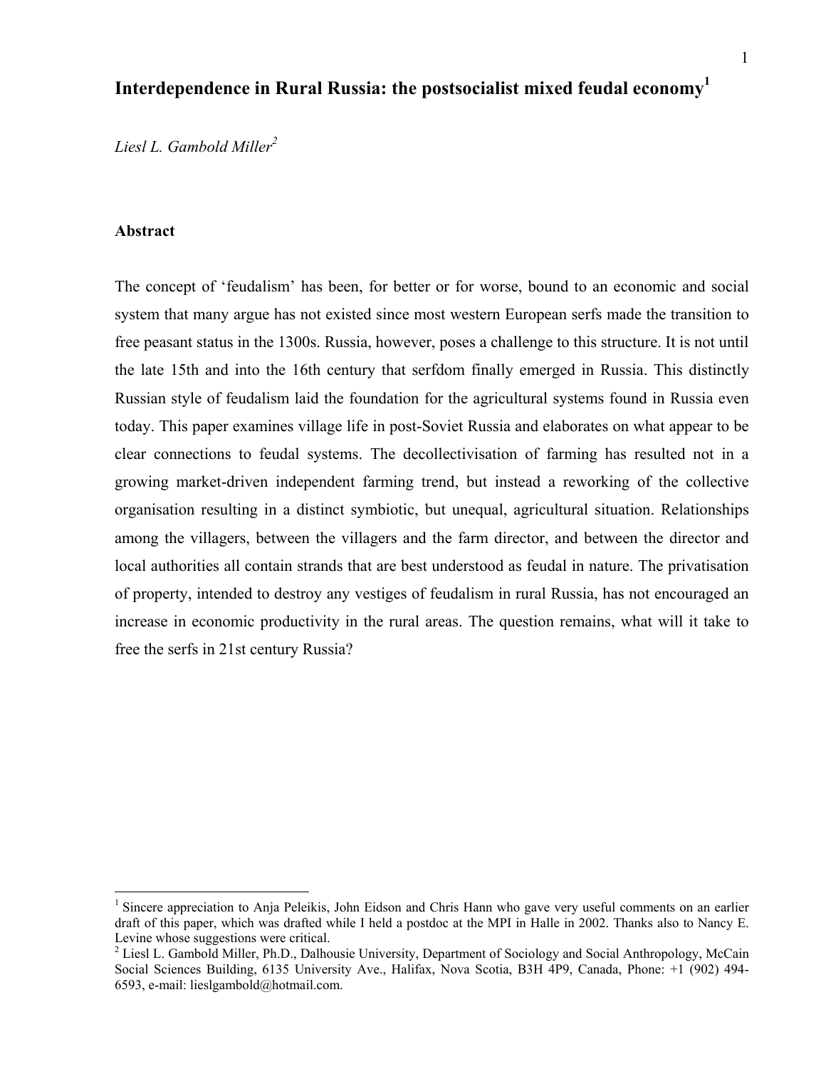# Interdependence in Rural Russia: the postsocialist mixed feudal economy[1]

*Liesl L. Gambold Miller*[2]

## Abstract

The concept of 'feudalism' has been, for better or for worse, bound to an economic and social system that many argue has not existed since most western European serfs made the transition to free peasant status in the 1300s. Russia, however, poses a challenge to this structure. It is not until the late 15th and into the 16th century that serfdom finally emerged in Russia. This distinctly Russian style of feudalism laid the foundation for the agricultural systems found in Russia even today. This paper examines village life in post-Soviet Russia and elaborates on what appear to be clear connections to feudal systems. The decollectivisation of farming has resulted not in a growing market-driven independent farming trend, but instead a reworking of the collective organisation resulting in a distinct symbiotic, but unequal, agricultural situation. Relationships among the villagers, between the villagers and the farm director, and between the director and local authorities all contain strands that are best understood as feudal in nature. The privatisation of property, intended to destroy any vestiges of feudalism in rural Russia, has not encouraged an increase in economic productivity in the rural areas. The question remains, what will it take to free the serfs in 21st century Russia?

---

[1] Sincere appreciation to Anja Peleikis, John Eidson and Chris Hann who gave very useful comments on an earlier draft of this paper, which was drafted while I held a postdoc at the MPI in Halle in 2002. Thanks also to Nancy E. Levine whose suggestions were critical.

[2] Liesl L. Gambold Miller, Ph.D., Dalhousie University, Department of Sociology and Social Anthropology, McCain Social Sciences Building, 6135 University Ave., Halifax, Nova Scotia, B3H 4P9, Canada, Phone: +1 (902) 494-6593, e-mail: lieslgambold@hotmail.com.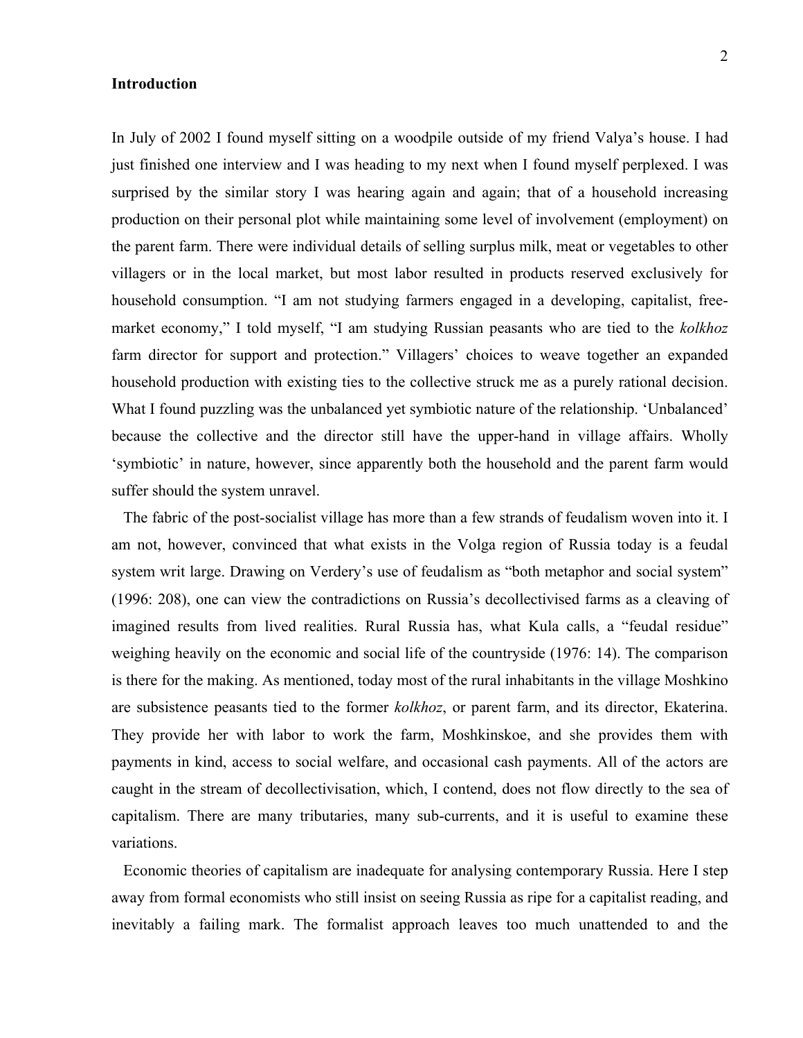## Introduction

In July of 2002 I found myself sitting on a woodpile outside of my friend Valya's house. I had just finished one interview and I was heading to my next when I found myself perplexed. I was surprised by the similar story I was hearing again and again; that of a household increasing production on their personal plot while maintaining some level of involvement (employment) on the parent farm. There were individual details of selling surplus milk, meat or vegetables to other villagers or in the local market, but most labor resulted in products reserved exclusively for household consumption. "I am not studying farmers engaged in a developing, capitalist, free-market economy," I told myself, "I am studying Russian peasants who are tied to the *kolkhoz* farm director for support and protection." Villagers' choices to weave together an expanded household production with existing ties to the collective struck me as a purely rational decision. What I found puzzling was the unbalanced yet symbiotic nature of the relationship. 'Unbalanced' because the collective and the director still have the upper-hand in village affairs. Wholly 'symbiotic' in nature, however, since apparently both the household and the parent farm would suffer should the system unravel.

The fabric of the post-socialist village has more than a few strands of feudalism woven into it. I am not, however, convinced that what exists in the Volga region of Russia today is a feudal system writ large. Drawing on Verdery's use of feudalism as "both metaphor and social system" (1996: 208), one can view the contradictions on Russia's decollectivised farms as a cleaving of imagined results from lived realities. Rural Russia has, what Kula calls, a "feudal residue" weighing heavily on the economic and social life of the countryside (1976: 14). The comparison is there for the making. As mentioned, today most of the rural inhabitants in the village Moshkino are subsistence peasants tied to the former *kolkhoz*, or parent farm, and its director, Ekaterina. They provide her with labor to work the farm, Moshkinskoe, and she provides them with payments in kind, access to social welfare, and occasional cash payments. All of the actors are caught in the stream of decollectivisation, which, I contend, does not flow directly to the sea of capitalism. There are many tributaries, many sub-currents, and it is useful to examine these variations.

Economic theories of capitalism are inadequate for analysing contemporary Russia. Here I step away from formal economists who still insist on seeing Russia as ripe for a capitalist reading, and inevitably a failing mark. The formalist approach leaves too much unattended to and the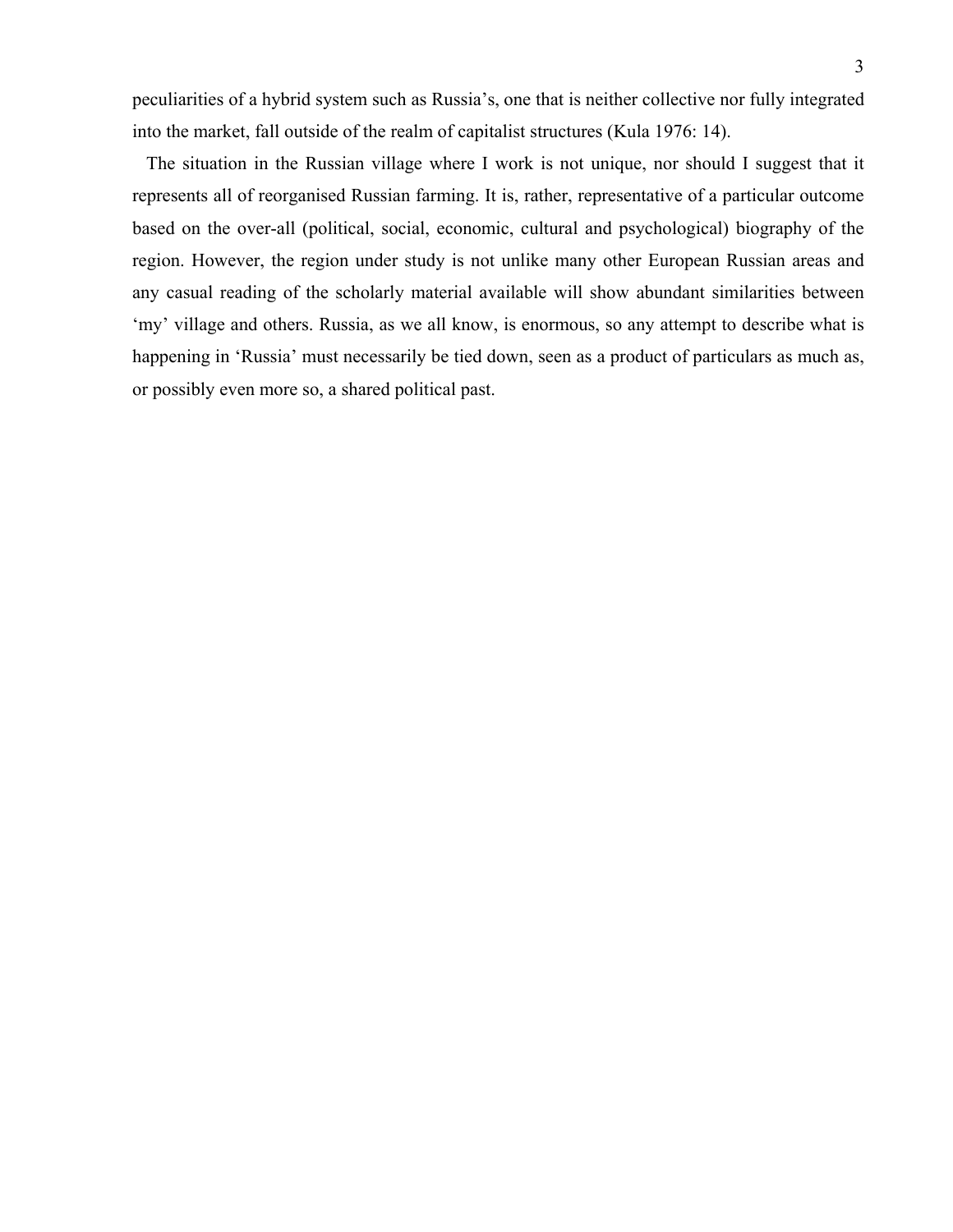peculiarities of a hybrid system such as Russia's, one that is neither collective nor fully integrated into the market, fall outside of the realm of capitalist structures (Kula 1976: 14).

The situation in the Russian village where I work is not unique, nor should I suggest that it represents all of reorganised Russian farming. It is, rather, representative of a particular outcome based on the over-all (political, social, economic, cultural and psychological) biography of the region. However, the region under study is not unlike many other European Russian areas and any casual reading of the scholarly material available will show abundant similarities between 'my' village and others. Russia, as we all know, is enormous, so any attempt to describe what is happening in 'Russia' must necessarily be tied down, seen as a product of particulars as much as, or possibly even more so, a shared political past.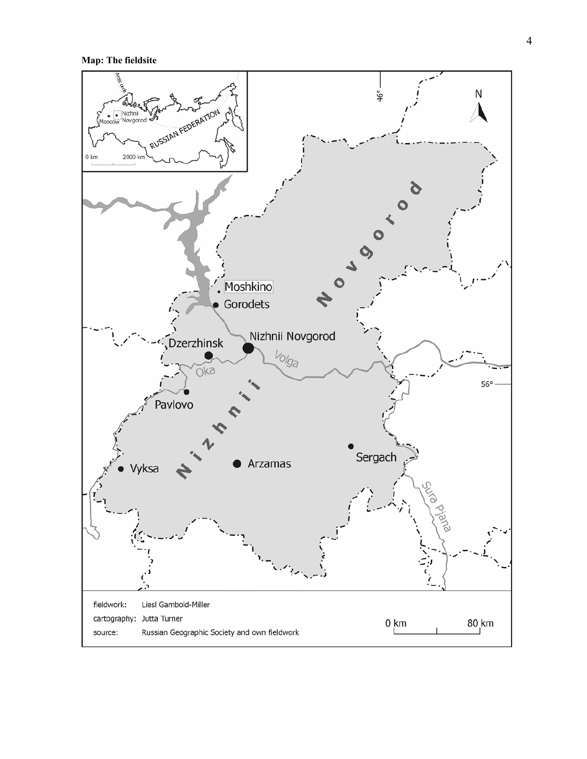**Map: The fieldsite**

fieldwork: Liesl Gambold-Miller

cartography: Jutta Turner

source: Russian Geographic Society and own fieldwork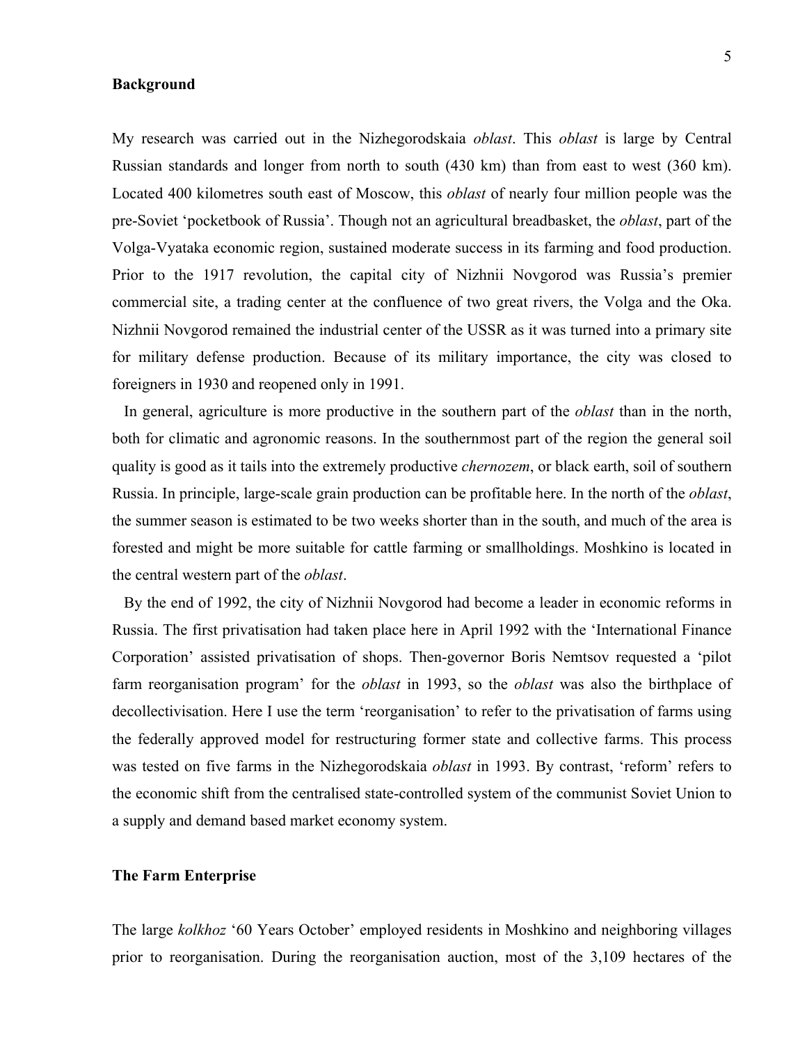**Background**

My research was carried out in the Nizhegorodskaia *oblast*. This *oblast* is large by Central Russian standards and longer from north to south (430 km) than from east to west (360 km). Located 400 kilometres south east of Moscow, this *oblast* of nearly four million people was the pre-Soviet 'pocketbook of Russia'. Though not an agricultural breadbasket, the *oblast*, part of the Volga-Vyataka economic region, sustained moderate success in its farming and food production. Prior to the 1917 revolution, the capital city of Nizhnii Novgorod was Russia's premier commercial site, a trading center at the confluence of two great rivers, the Volga and the Oka. Nizhnii Novgorod remained the industrial center of the USSR as it was turned into a primary site for military defense production. Because of its military importance, the city was closed to foreigners in 1930 and reopened only in 1991.

In general, agriculture is more productive in the southern part of the *oblast* than in the north, both for climatic and agronomic reasons. In the southernmost part of the region the general soil quality is good as it tails into the extremely productive *chernozem*, or black earth, soil of southern Russia. In principle, large-scale grain production can be profitable here. In the north of the *oblast*, the summer season is estimated to be two weeks shorter than in the south, and much of the area is forested and might be more suitable for cattle farming or smallholdings. Moshkino is located in the central western part of the *oblast*.

By the end of 1992, the city of Nizhnii Novgorod had become a leader in economic reforms in Russia. The first privatisation had taken place here in April 1992 with the 'International Finance Corporation' assisted privatisation of shops. Then-governor Boris Nemtsov requested a 'pilot farm reorganisation program' for the *oblast* in 1993, so the *oblast* was also the birthplace of decollectivisation. Here I use the term 'reorganisation' to refer to the privatisation of farms using the federally approved model for restructuring former state and collective farms. This process was tested on five farms in the Nizhegorodskaia *oblast* in 1993. By contrast, 'reform' refers to the economic shift from the centralised state-controlled system of the communist Soviet Union to a supply and demand based market economy system.

**The Farm Enterprise**

The large *kolkhoz* '60 Years October' employed residents in Moshkino and neighboring villages prior to reorganisation. During the reorganisation auction, most of the 3,109 hectares of the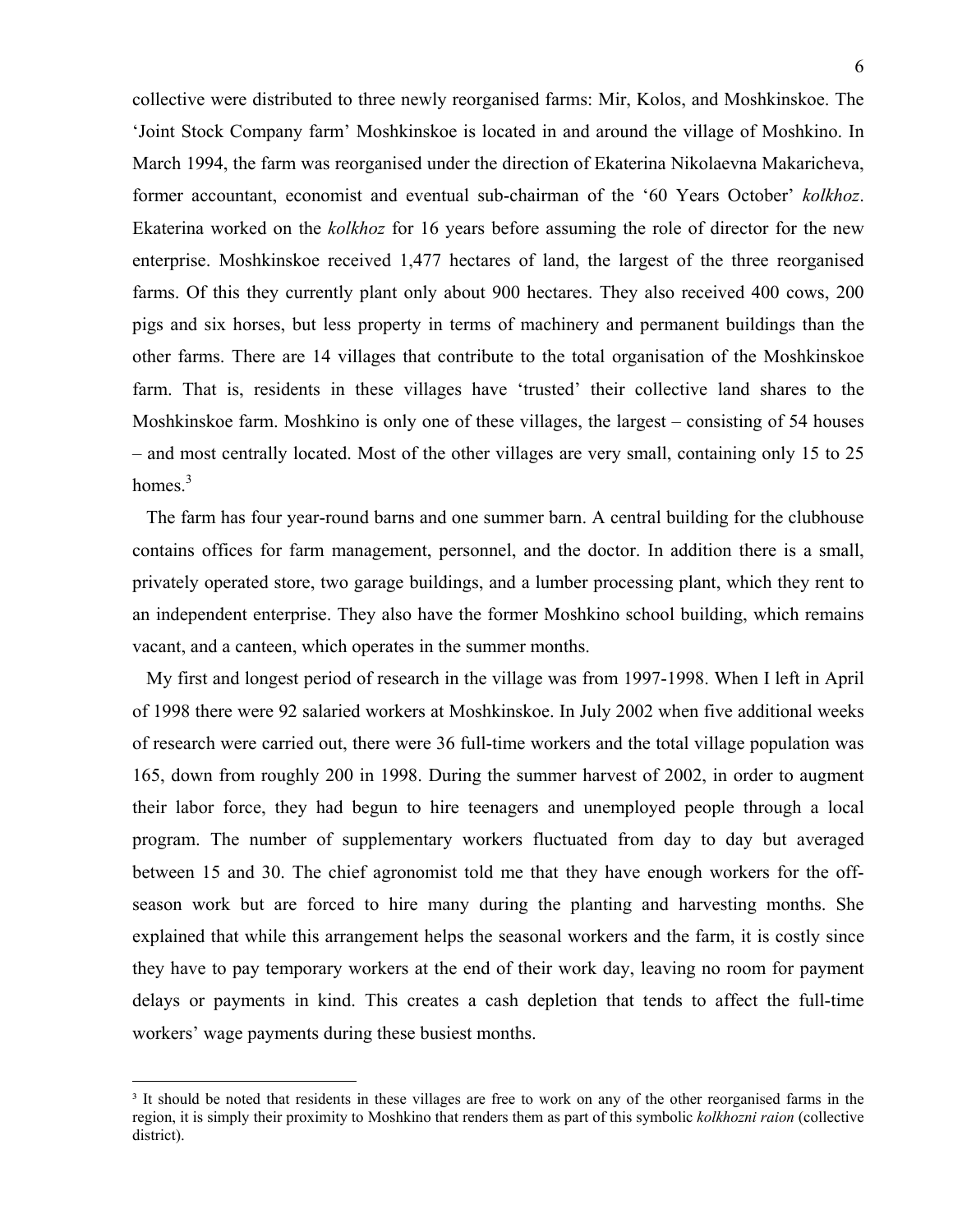collective were distributed to three newly reorganised farms: Mir, Kolos, and Moshkinskoe. The 'Joint Stock Company farm' Moshkinskoe is located in and around the village of Moshkino. In March 1994, the farm was reorganised under the direction of Ekaterina Nikolaevna Makaricheva, former accountant, economist and eventual sub-chairman of the '60 Years October' *kolkhoz*. Ekaterina worked on the *kolkhoz* for 16 years before assuming the role of director for the new enterprise. Moshkinskoe received 1,477 hectares of land, the largest of the three reorganised farms. Of this they currently plant only about 900 hectares. They also received 400 cows, 200 pigs and six horses, but less property in terms of machinery and permanent buildings than the other farms. There are 14 villages that contribute to the total organisation of the Moshkinskoe farm. That is, residents in these villages have 'trusted' their collective land shares to the Moshkinskoe farm. Moshkino is only one of these villages, the largest – consisting of 54 houses – and most centrally located. Most of the other villages are very small, containing only 15 to 25 homes.[3]

The farm has four year-round barns and one summer barn. A central building for the clubhouse contains offices for farm management, personnel, and the doctor. In addition there is a small, privately operated store, two garage buildings, and a lumber processing plant, which they rent to an independent enterprise. They also have the former Moshkino school building, which remains vacant, and a canteen, which operates in the summer months.

My first and longest period of research in the village was from 1997-1998. When I left in April of 1998 there were 92 salaried workers at Moshkinskoe. In July 2002 when five additional weeks of research were carried out, there were 36 full-time workers and the total village population was 165, down from roughly 200 in 1998. During the summer harvest of 2002, in order to augment their labor force, they had begun to hire teenagers and unemployed people through a local program. The number of supplementary workers fluctuated from day to day but averaged between 15 and 30. The chief agronomist told me that they have enough workers for the off-season work but are forced to hire many during the planting and harvesting months. She explained that while this arrangement helps the seasonal workers and the farm, it is costly since they have to pay temporary workers at the end of their work day, leaving no room for payment delays or payments in kind. This creates a cash depletion that tends to affect the full-time workers' wage payments during these busiest months.

[3] It should be noted that residents in these villages are free to work on any of the other reorganised farms in the region, it is simply their proximity to Moshkino that renders them as part of this symbolic *kolkhozni raion* (collective district).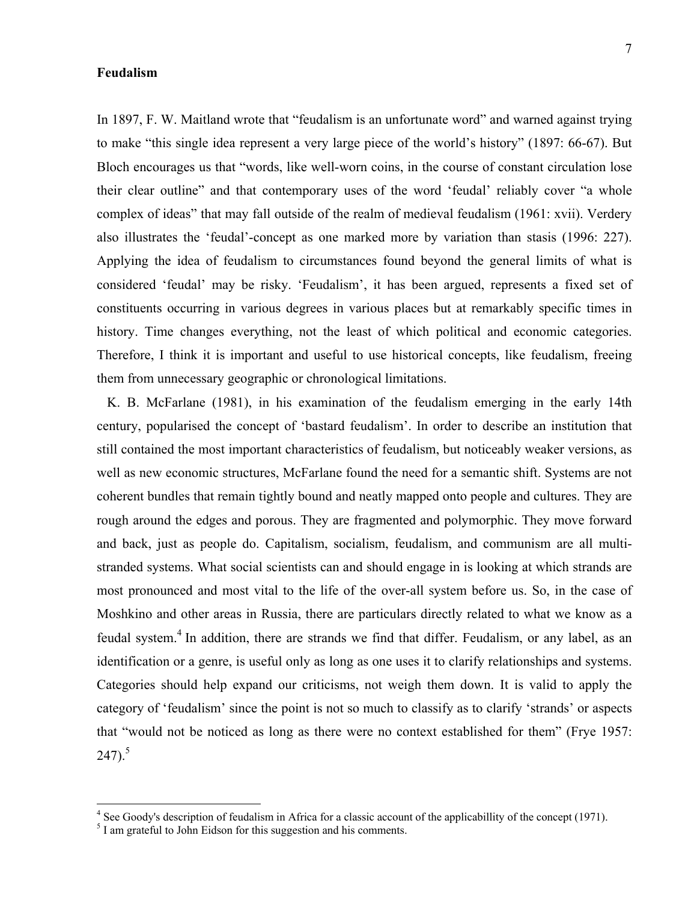**Feudalism**

In 1897, F. W. Maitland wrote that "feudalism is an unfortunate word" and warned against trying to make "this single idea represent a very large piece of the world's history" (1897: 66-67). But Bloch encourages us that "words, like well-worn coins, in the course of constant circulation lose their clear outline" and that contemporary uses of the word 'feudal' reliably cover "a whole complex of ideas" that may fall outside of the realm of medieval feudalism (1961: xvii). Verdery also illustrates the 'feudal'-concept as one marked more by variation than stasis (1996: 227). Applying the idea of feudalism to circumstances found beyond the general limits of what is considered 'feudal' may be risky. 'Feudalism', it has been argued, represents a fixed set of constituents occurring in various degrees in various places but at remarkably specific times in history. Time changes everything, not the least of which political and economic categories. Therefore, I think it is important and useful to use historical concepts, like feudalism, freeing them from unnecessary geographic or chronological limitations.

K. B. McFarlane (1981), in his examination of the feudalism emerging in the early 14th century, popularised the concept of 'bastard feudalism'. In order to describe an institution that still contained the most important characteristics of feudalism, but noticeably weaker versions, as well as new economic structures, McFarlane found the need for a semantic shift. Systems are not coherent bundles that remain tightly bound and neatly mapped onto people and cultures. They are rough around the edges and porous. They are fragmented and polymorphic. They move forward and back, just as people do. Capitalism, socialism, feudalism, and communism are all multi-stranded systems. What social scientists can and should engage in is looking at which strands are most pronounced and most vital to the life of the over-all system before us. So, in the case of Moshkino and other areas in Russia, there are particulars directly related to what we know as a feudal system.[4] In addition, there are strands we find that differ. Feudalism, or any label, as an identification or a genre, is useful only as long as one uses it to clarify relationships and systems. Categories should help expand our criticisms, not weigh them down. It is valid to apply the category of 'feudalism' since the point is not so much to classify as to clarify 'strands' or aspects that "would not be noticed as long as there were no context established for them" (Frye 1957: 247).[5]

[4] See Goody's description of feudalism in Africa for a classic account of the applicabillity of the concept (1971).

[5] I am grateful to John Eidson for this suggestion and his comments.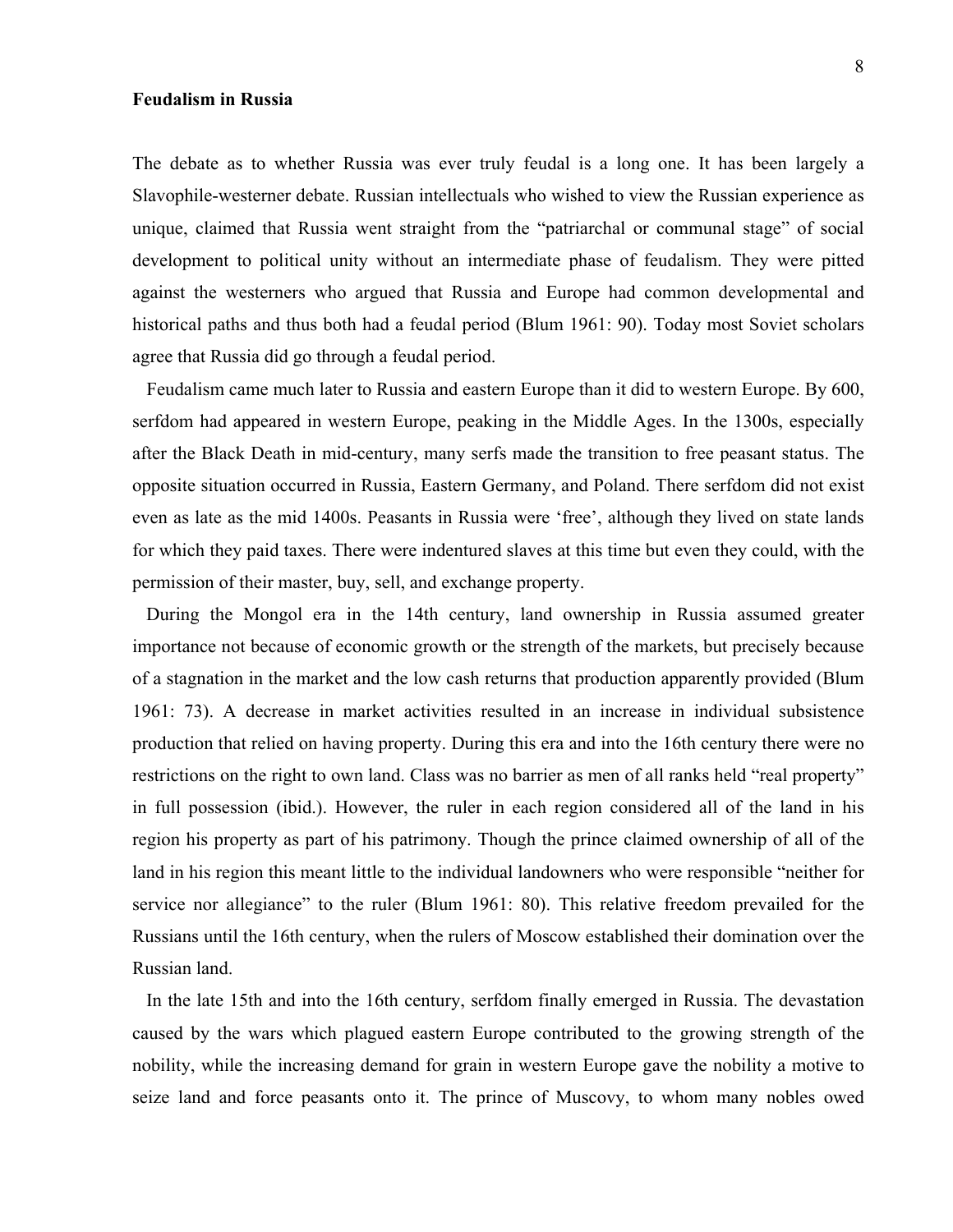**Feudalism in Russia**

The debate as to whether Russia was ever truly feudal is a long one. It has been largely a Slavophile-westerner debate. Russian intellectuals who wished to view the Russian experience as unique, claimed that Russia went straight from the "patriarchal or communal stage" of social development to political unity without an intermediate phase of feudalism. They were pitted against the westerners who argued that Russia and Europe had common developmental and historical paths and thus both had a feudal period (Blum 1961: 90). Today most Soviet scholars agree that Russia did go through a feudal period.

Feudalism came much later to Russia and eastern Europe than it did to western Europe. By 600, serfdom had appeared in western Europe, peaking in the Middle Ages. In the 1300s, especially after the Black Death in mid-century, many serfs made the transition to free peasant status. The opposite situation occurred in Russia, Eastern Germany, and Poland. There serfdom did not exist even as late as the mid 1400s. Peasants in Russia were 'free', although they lived on state lands for which they paid taxes. There were indentured slaves at this time but even they could, with the permission of their master, buy, sell, and exchange property.

During the Mongol era in the 14th century, land ownership in Russia assumed greater importance not because of economic growth or the strength of the markets, but precisely because of a stagnation in the market and the low cash returns that production apparently provided (Blum 1961: 73). A decrease in market activities resulted in an increase in individual subsistence production that relied on having property. During this era and into the 16th century there were no restrictions on the right to own land. Class was no barrier as men of all ranks held "real property" in full possession (ibid.). However, the ruler in each region considered all of the land in his region his property as part of his patrimony. Though the prince claimed ownership of all of the land in his region this meant little to the individual landowners who were responsible "neither for service nor allegiance" to the ruler (Blum 1961: 80). This relative freedom prevailed for the Russians until the 16th century, when the rulers of Moscow established their domination over the Russian land.

In the late 15th and into the 16th century, serfdom finally emerged in Russia. The devastation caused by the wars which plagued eastern Europe contributed to the growing strength of the nobility, while the increasing demand for grain in western Europe gave the nobility a motive to seize land and force peasants onto it. The prince of Muscovy, to whom many nobles owed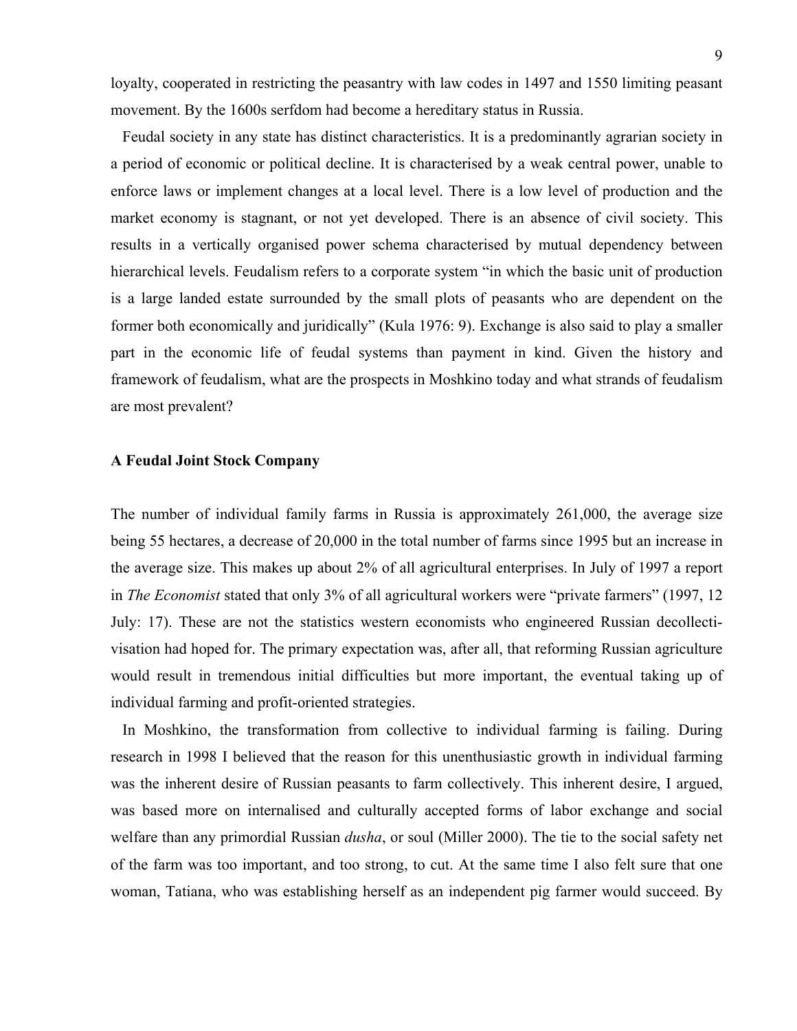loyalty, cooperated in restricting the peasantry with law codes in 1497 and 1550 limiting peasant movement. By the 1600s serfdom had become a hereditary status in Russia.

Feudal society in any state has distinct characteristics. It is a predominantly agrarian society in a period of economic or political decline. It is characterised by a weak central power, unable to enforce laws or implement changes at a local level. There is a low level of production and the market economy is stagnant, or not yet developed. There is an absence of civil society. This results in a vertically organised power schema characterised by mutual dependency between hierarchical levels. Feudalism refers to a corporate system "in which the basic unit of production is a large landed estate surrounded by the small plots of peasants who are dependent on the former both economically and juridically" (Kula 1976: 9). Exchange is also said to play a smaller part in the economic life of feudal systems than payment in kind. Given the history and framework of feudalism, what are the prospects in Moshkino today and what strands of feudalism are most prevalent?

### A Feudal Joint Stock Company

The number of individual family farms in Russia is approximately 261,000, the average size being 55 hectares, a decrease of 20,000 in the total number of farms since 1995 but an increase in the average size. This makes up about 2% of all agricultural enterprises. In July of 1997 a report in *The Economist* stated that only 3% of all agricultural workers were "private farmers" (1997, 12 July: 17). These are not the statistics western economists who engineered Russian decollectivisation had hoped for. The primary expectation was, after all, that reforming Russian agriculture would result in tremendous initial difficulties but more important, the eventual taking up of individual farming and profit-oriented strategies.

In Moshkino, the transformation from collective to individual farming is failing. During research in 1998 I believed that the reason for this unenthusiastic growth in individual farming was the inherent desire of Russian peasants to farm collectively. This inherent desire, I argued, was based more on internalised and culturally accepted forms of labor exchange and social welfare than any primordial Russian *dusha*, or soul (Miller 2000). The tie to the social safety net of the farm was too important, and too strong, to cut. At the same time I also felt sure that one woman, Tatiana, who was establishing herself as an independent pig farmer would succeed. By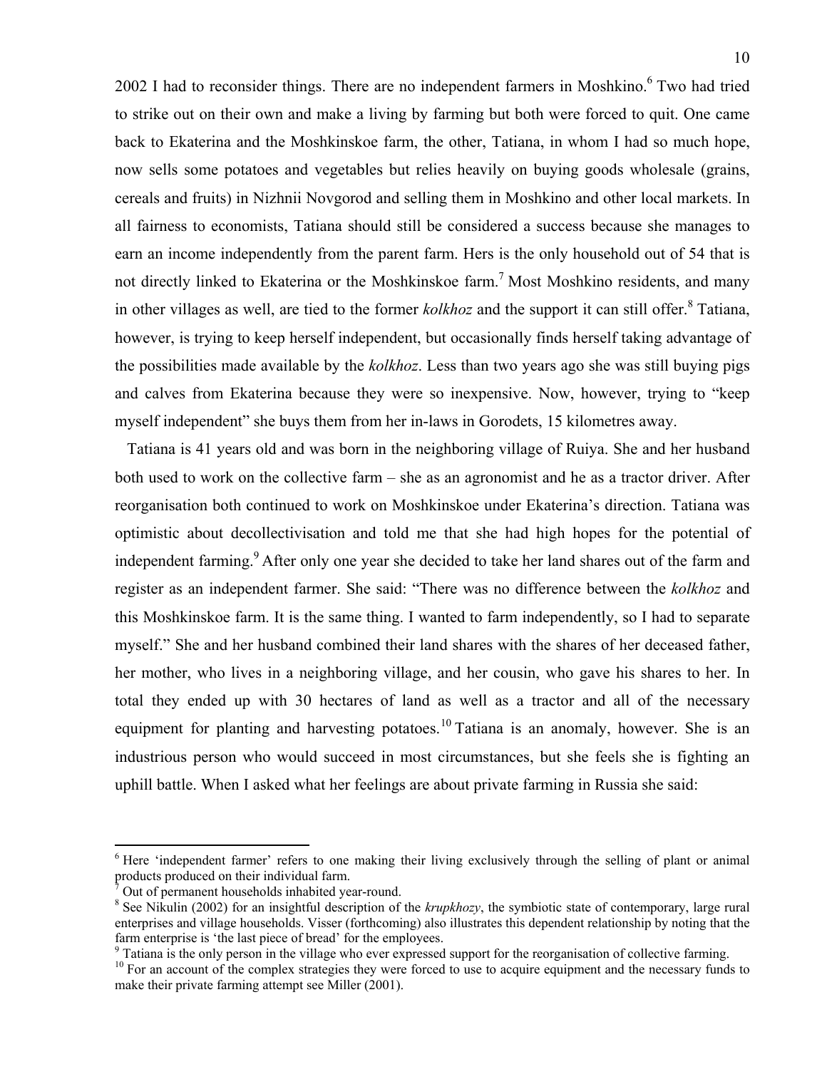2002 I had to reconsider things. There are no independent farmers in Moshkino.[6] Two had tried to strike out on their own and make a living by farming but both were forced to quit. One came back to Ekaterina and the Moshkinskoe farm, the other, Tatiana, in whom I had so much hope, now sells some potatoes and vegetables but relies heavily on buying goods wholesale (grains, cereals and fruits) in Nizhnii Novgorod and selling them in Moshkino and other local markets. In all fairness to economists, Tatiana should still be considered a success because she manages to earn an income independently from the parent farm. Hers is the only household out of 54 that is not directly linked to Ekaterina or the Moshkinskoe farm.[7] Most Moshkino residents, and many in other villages as well, are tied to the former *kolkhoz* and the support it can still offer.[8] Tatiana, however, is trying to keep herself independent, but occasionally finds herself taking advantage of the possibilities made available by the *kolkhoz*. Less than two years ago she was still buying pigs and calves from Ekaterina because they were so inexpensive. Now, however, trying to "keep myself independent" she buys them from her in-laws in Gorodets, 15 kilometres away.

Tatiana is 41 years old and was born in the neighboring village of Ruiya. She and her husband both used to work on the collective farm – she as an agronomist and he as a tractor driver. After reorganisation both continued to work on Moshkinskoe under Ekaterina's direction. Tatiana was optimistic about decollectivisation and told me that she had high hopes for the potential of independent farming.[9] After only one year she decided to take her land shares out of the farm and register as an independent farmer. She said: "There was no difference between the *kolkhoz* and this Moshkinskoe farm. It is the same thing. I wanted to farm independently, so I had to separate myself." She and her husband combined their land shares with the shares of her deceased father, her mother, who lives in a neighboring village, and her cousin, who gave his shares to her. In total they ended up with 30 hectares of land as well as a tractor and all of the necessary equipment for planting and harvesting potatoes.[10] Tatiana is an anomaly, however. She is an industrious person who would succeed in most circumstances, but she feels she is fighting an uphill battle. When I asked what her feelings are about private farming in Russia she said:

---

[6] Here 'independent farmer' refers to one making their living exclusively through the selling of plant or animal products produced on their individual farm.

[7] Out of permanent households inhabited year-round.

[8] See Nikulin (2002) for an insightful description of the *krupkhozy*, the symbiotic state of contemporary, large rural enterprises and village households. Visser (forthcoming) also illustrates this dependent relationship by noting that the farm enterprise is 'the last piece of bread' for the employees.

[9] Tatiana is the only person in the village who ever expressed support for the reorganisation of collective farming.

[10] For an account of the complex strategies they were forced to use to acquire equipment and the necessary funds to make their private farming attempt see Miller (2001).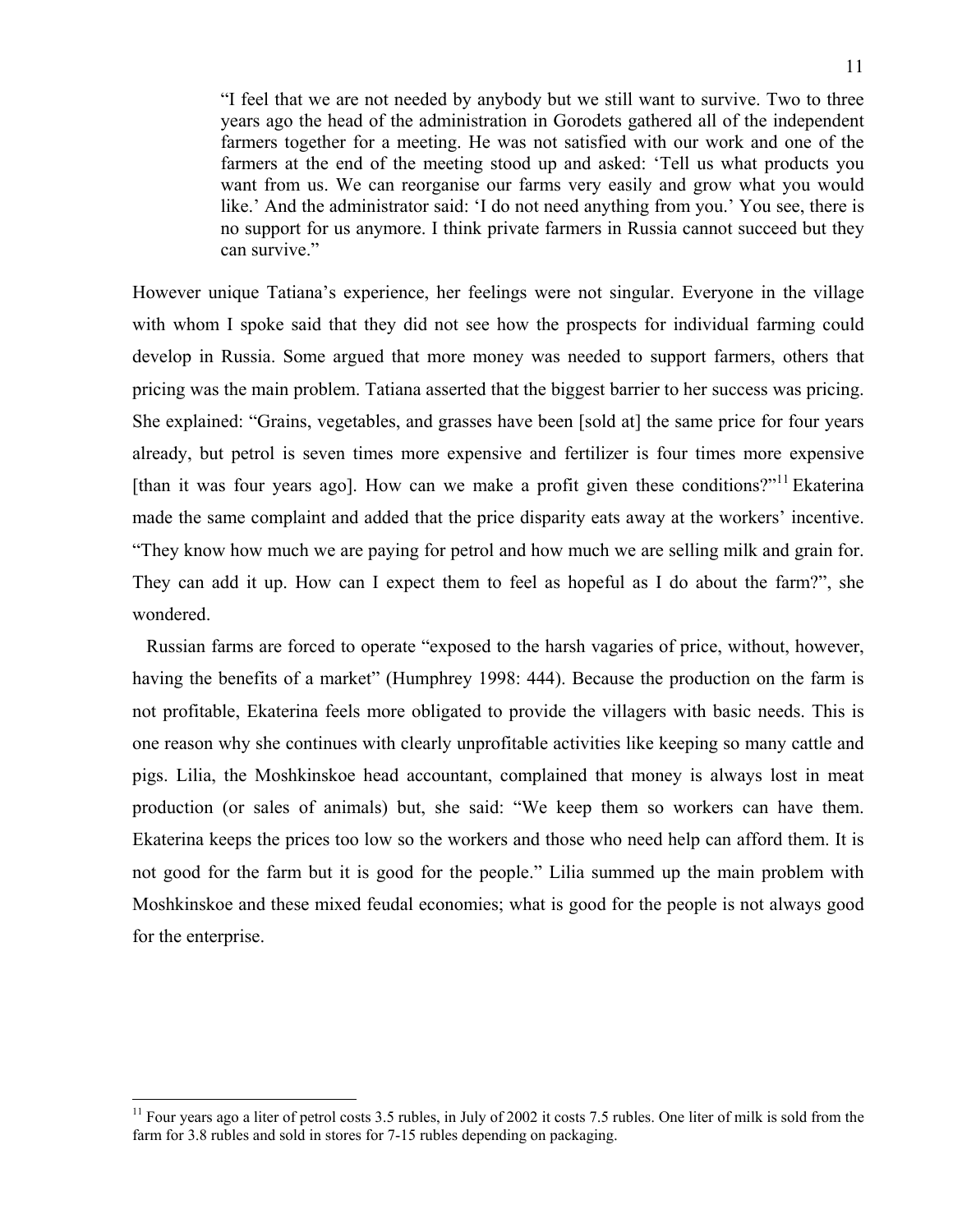> "I feel that we are not needed by anybody but we still want to survive. Two to three years ago the head of the administration in Gorodets gathered all of the independent farmers together for a meeting. He was not satisfied with our work and one of the farmers at the end of the meeting stood up and asked: 'Tell us what products you want from us. We can reorganise our farms very easily and grow what you would like.' And the administrator said: 'I do not need anything from you.' You see, there is no support for us anymore. I think private farmers in Russia cannot succeed but they can survive."

However unique Tatiana's experience, her feelings were not singular. Everyone in the village with whom I spoke said that they did not see how the prospects for individual farming could develop in Russia. Some argued that more money was needed to support farmers, others that pricing was the main problem. Tatiana asserted that the biggest barrier to her success was pricing. She explained: "Grains, vegetables, and grasses have been [sold at] the same price for four years already, but petrol is seven times more expensive and fertilizer is four times more expensive [than it was four years ago]. How can we make a profit given these conditions?"[11] Ekaterina made the same complaint and added that the price disparity eats away at the workers' incentive. "They know how much we are paying for petrol and how much we are selling milk and grain for. They can add it up. How can I expect them to feel as hopeful as I do about the farm?", she wondered.

Russian farms are forced to operate "exposed to the harsh vagaries of price, without, however, having the benefits of a market" (Humphrey 1998: 444). Because the production on the farm is not profitable, Ekaterina feels more obligated to provide the villagers with basic needs. This is one reason why she continues with clearly unprofitable activities like keeping so many cattle and pigs. Lilia, the Moshkinskoe head accountant, complained that money is always lost in meat production (or sales of animals) but, she said: "We keep them so workers can have them. Ekaterina keeps the prices too low so the workers and those who need help can afford them. It is not good for the farm but it is good for the people." Lilia summed up the main problem with Moshkinskoe and these mixed feudal economies; what is good for the people is not always good for the enterprise.

[11] Four years ago a liter of petrol costs 3.5 rubles, in July of 2002 it costs 7.5 rubles. One liter of milk is sold from the farm for 3.8 rubles and sold in stores for 7-15 rubles depending on packaging.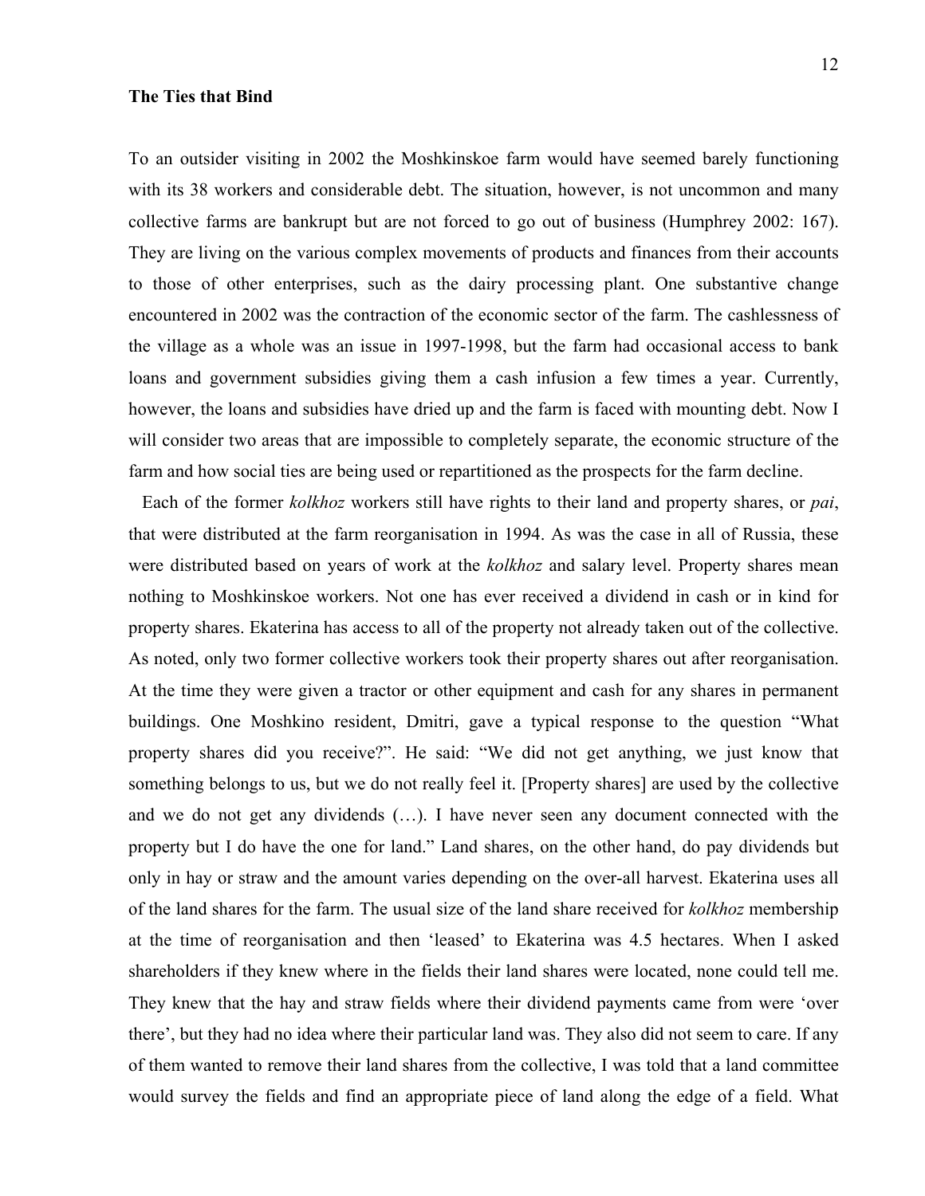**The Ties that Bind**

To an outsider visiting in 2002 the Moshkinskoe farm would have seemed barely functioning with its 38 workers and considerable debt. The situation, however, is not uncommon and many collective farms are bankrupt but are not forced to go out of business (Humphrey 2002: 167). They are living on the various complex movements of products and finances from their accounts to those of other enterprises, such as the dairy processing plant. One substantive change encountered in 2002 was the contraction of the economic sector of the farm. The cashlessness of the village as a whole was an issue in 1997-1998, but the farm had occasional access to bank loans and government subsidies giving them a cash infusion a few times a year. Currently, however, the loans and subsidies have dried up and the farm is faced with mounting debt. Now I will consider two areas that are impossible to completely separate, the economic structure of the farm and how social ties are being used or repartitioned as the prospects for the farm decline.

Each of the former *kolkhoz* workers still have rights to their land and property shares, or *pai*, that were distributed at the farm reorganisation in 1994. As was the case in all of Russia, these were distributed based on years of work at the *kolkhoz* and salary level. Property shares mean nothing to Moshkinskoe workers. Not one has ever received a dividend in cash or in kind for property shares. Ekaterina has access to all of the property not already taken out of the collective. As noted, only two former collective workers took their property shares out after reorganisation. At the time they were given a tractor or other equipment and cash for any shares in permanent buildings. One Moshkino resident, Dmitri, gave a typical response to the question "What property shares did you receive?". He said: "We did not get anything, we just know that something belongs to us, but we do not really feel it. [Property shares] are used by the collective and we do not get any dividends (…). I have never seen any document connected with the property but I do have the one for land." Land shares, on the other hand, do pay dividends but only in hay or straw and the amount varies depending on the over-all harvest. Ekaterina uses all of the land shares for the farm. The usual size of the land share received for *kolkhoz* membership at the time of reorganisation and then 'leased' to Ekaterina was 4.5 hectares. When I asked shareholders if they knew where in the fields their land shares were located, none could tell me. They knew that the hay and straw fields where their dividend payments came from were 'over there', but they had no idea where their particular land was. They also did not seem to care. If any of them wanted to remove their land shares from the collective, I was told that a land committee would survey the fields and find an appropriate piece of land along the edge of a field. What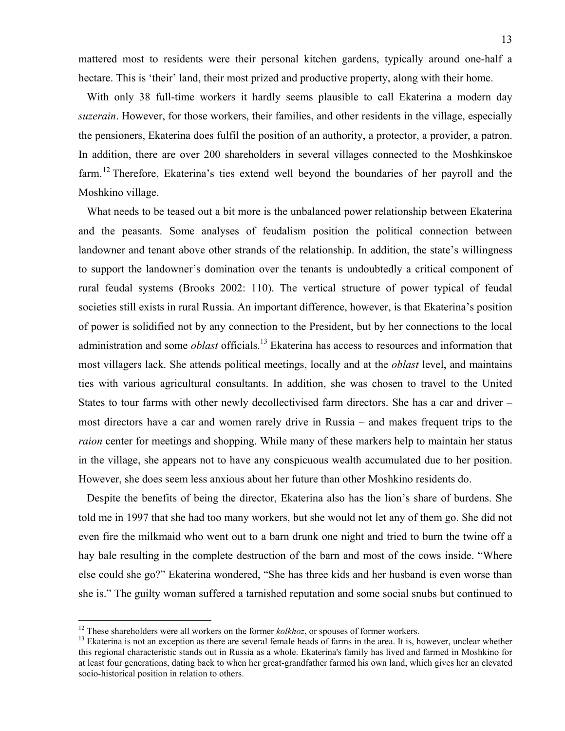mattered most to residents were their personal kitchen gardens, typically around one-half a hectare. This is 'their' land, their most prized and productive property, along with their home.

With only 38 full-time workers it hardly seems plausible to call Ekaterina a modern day *suzerain*. However, for those workers, their families, and other residents in the village, especially the pensioners, Ekaterina does fulfil the position of an authority, a protector, a provider, a patron. In addition, there are over 200 shareholders in several villages connected to the Moshkinskoe farm.[12] Therefore, Ekaterina's ties extend well beyond the boundaries of her payroll and the Moshkino village.

What needs to be teased out a bit more is the unbalanced power relationship between Ekaterina and the peasants. Some analyses of feudalism position the political connection between landowner and tenant above other strands of the relationship. In addition, the state's willingness to support the landowner's domination over the tenants is undoubtedly a critical component of rural feudal systems (Brooks 2002: 110). The vertical structure of power typical of feudal societies still exists in rural Russia. An important difference, however, is that Ekaterina's position of power is solidified not by any connection to the President, but by her connections to the local administration and some *oblast* officials.[13] Ekaterina has access to resources and information that most villagers lack. She attends political meetings, locally and at the *oblast* level, and maintains ties with various agricultural consultants. In addition, she was chosen to travel to the United States to tour farms with other newly decollectivised farm directors. She has a car and driver – most directors have a car and women rarely drive in Russia – and makes frequent trips to the *raion* center for meetings and shopping. While many of these markers help to maintain her status in the village, she appears not to have any conspicuous wealth accumulated due to her position. However, she does seem less anxious about her future than other Moshkino residents do.

Despite the benefits of being the director, Ekaterina also has the lion's share of burdens. She told me in 1997 that she had too many workers, but she would not let any of them go. She did not even fire the milkmaid who went out to a barn drunk one night and tried to burn the twine off a hay bale resulting in the complete destruction of the barn and most of the cows inside. "Where else could she go?" Ekaterina wondered, "She has three kids and her husband is even worse than she is." The guilty woman suffered a tarnished reputation and some social snubs but continued to

---

[12] These shareholders were all workers on the former *kolkhoz*, or spouses of former workers.

[13] Ekaterina is not an exception as there are several female heads of farms in the area. It is, however, unclear whether this regional characteristic stands out in Russia as a whole. Ekaterina's family has lived and farmed in Moshkino for at least four generations, dating back to when her great-grandfather farmed his own land, which gives her an elevated socio-historical position in relation to others.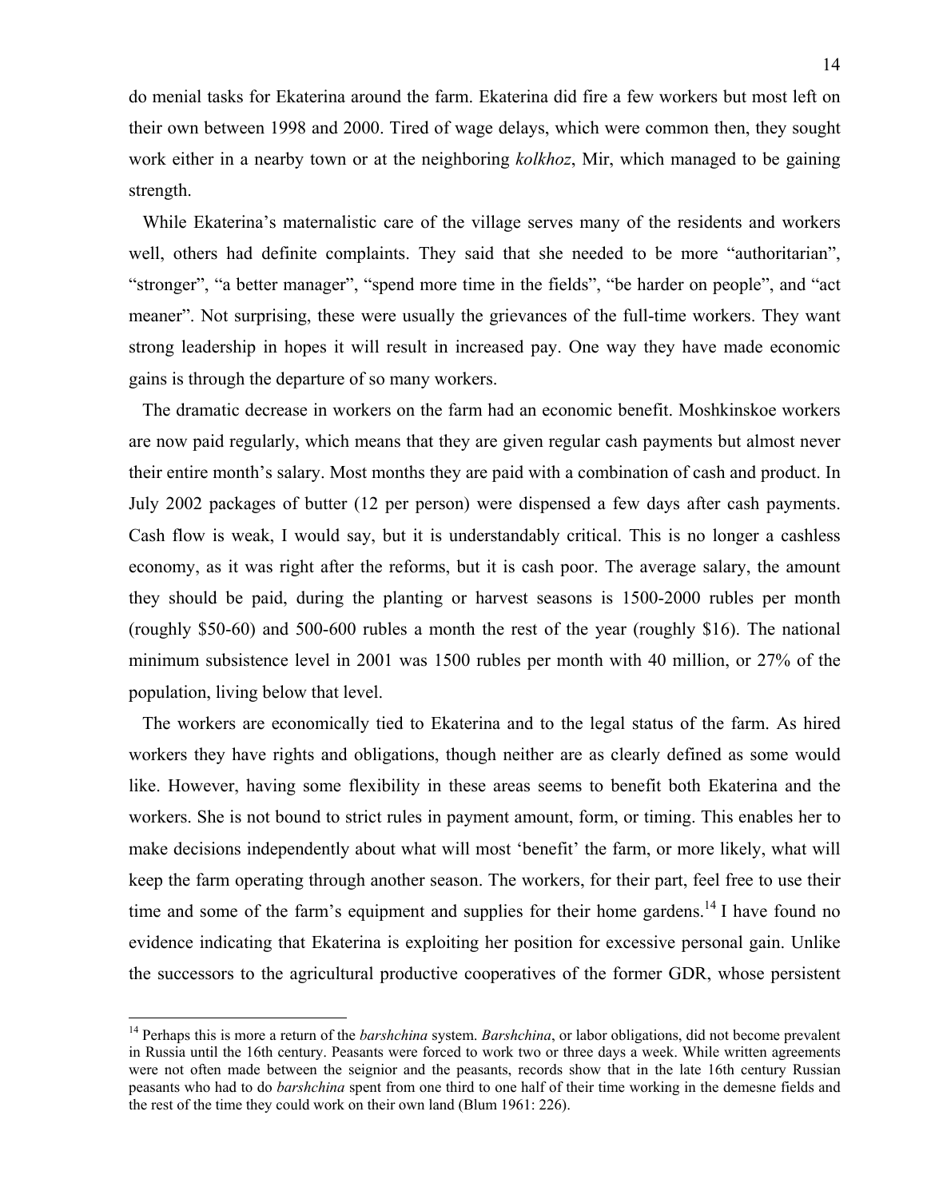do menial tasks for Ekaterina around the farm. Ekaterina did fire a few workers but most left on their own between 1998 and 2000. Tired of wage delays, which were common then, they sought work either in a nearby town or at the neighboring *kolkhoz*, Mir, which managed to be gaining strength.

While Ekaterina's maternalistic care of the village serves many of the residents and workers well, others had definite complaints. They said that she needed to be more "authoritarian", "stronger", "a better manager", "spend more time in the fields", "be harder on people", and "act meaner". Not surprising, these were usually the grievances of the full-time workers. They want strong leadership in hopes it will result in increased pay. One way they have made economic gains is through the departure of so many workers.

The dramatic decrease in workers on the farm had an economic benefit. Moshkinskoe workers are now paid regularly, which means that they are given regular cash payments but almost never their entire month's salary. Most months they are paid with a combination of cash and product. In July 2002 packages of butter (12 per person) were dispensed a few days after cash payments. Cash flow is weak, I would say, but it is understandably critical. This is no longer a cashless economy, as it was right after the reforms, but it is cash poor. The average salary, the amount they should be paid, during the planting or harvest seasons is 1500-2000 rubles per month (roughly $50-60) and 500-600 rubles a month the rest of the year (roughly $16). The national minimum subsistence level in 2001 was 1500 rubles per month with 40 million, or 27% of the population, living below that level.

The workers are economically tied to Ekaterina and to the legal status of the farm. As hired workers they have rights and obligations, though neither are as clearly defined as some would like. However, having some flexibility in these areas seems to benefit both Ekaterina and the workers. She is not bound to strict rules in payment amount, form, or timing. This enables her to make decisions independently about what will most 'benefit' the farm, or more likely, what will keep the farm operating through another season. The workers, for their part, feel free to use their time and some of the farm's equipment and supplies for their home gardens.[14] I have found no evidence indicating that Ekaterina is exploiting her position for excessive personal gain. Unlike the successors to the agricultural productive cooperatives of the former GDR, whose persistent

---

[14] Perhaps this is more a return of the *barshchina* system. *Barshchina*, or labor obligations, did not become prevalent in Russia until the 16th century. Peasants were forced to work two or three days a week. While written agreements were not often made between the seignior and the peasants, records show that in the late 16th century Russian peasants who had to do *barshchina* spent from one third to one half of their time working in the demesne fields and the rest of the time they could work on their own land (Blum 1961: 226).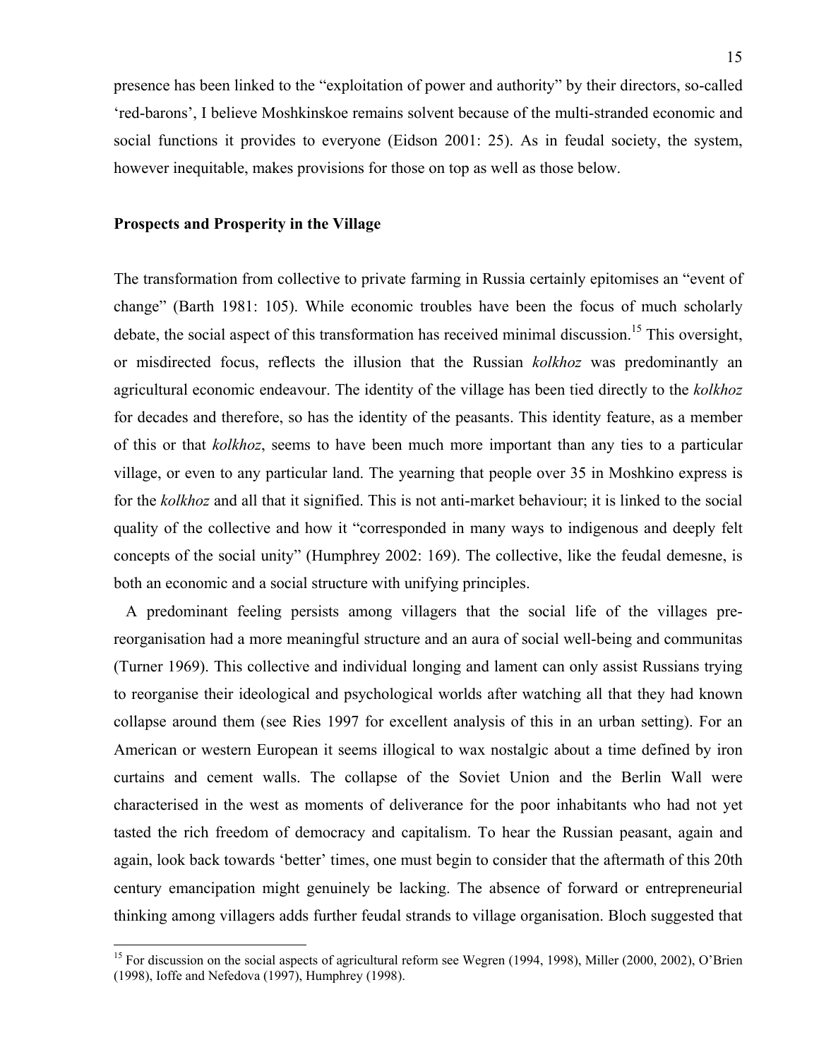presence has been linked to the "exploitation of power and authority" by their directors, so-called 'red-barons', I believe Moshkinskoe remains solvent because of the multi-stranded economic and social functions it provides to everyone (Eidson 2001: 25). As in feudal society, the system, however inequitable, makes provisions for those on top as well as those below.

## Prospects and Prosperity in the Village

The transformation from collective to private farming in Russia certainly epitomises an "event of change" (Barth 1981: 105). While economic troubles have been the focus of much scholarly debate, the social aspect of this transformation has received minimal discussion.[15] This oversight, or misdirected focus, reflects the illusion that the Russian *kolkhoz* was predominantly an agricultural economic endeavour. The identity of the village has been tied directly to the *kolkhoz* for decades and therefore, so has the identity of the peasants. This identity feature, as a member of this or that *kolkhoz*, seems to have been much more important than any ties to a particular village, or even to any particular land. The yearning that people over 35 in Moshkino express is for the *kolkhoz* and all that it signified. This is not anti-market behaviour; it is linked to the social quality of the collective and how it "corresponded in many ways to indigenous and deeply felt concepts of the social unity" (Humphrey 2002: 169). The collective, like the feudal demesne, is both an economic and a social structure with unifying principles.

A predominant feeling persists among villagers that the social life of the villages pre-reorganisation had a more meaningful structure and an aura of social well-being and communitas (Turner 1969). This collective and individual longing and lament can only assist Russians trying to reorganise their ideological and psychological worlds after watching all that they had known collapse around them (see Ries 1997 for excellent analysis of this in an urban setting). For an American or western European it seems illogical to wax nostalgic about a time defined by iron curtains and cement walls. The collapse of the Soviet Union and the Berlin Wall were characterised in the west as moments of deliverance for the poor inhabitants who had not yet tasted the rich freedom of democracy and capitalism. To hear the Russian peasant, again and again, look back towards 'better' times, one must begin to consider that the aftermath of this 20th century emancipation might genuinely be lacking. The absence of forward or entrepreneurial thinking among villagers adds further feudal strands to village organisation. Bloch suggested that

---

[15] For discussion on the social aspects of agricultural reform see Wegren (1994, 1998), Miller (2000, 2002), O'Brien (1998), Ioffe and Nefedova (1997), Humphrey (1998).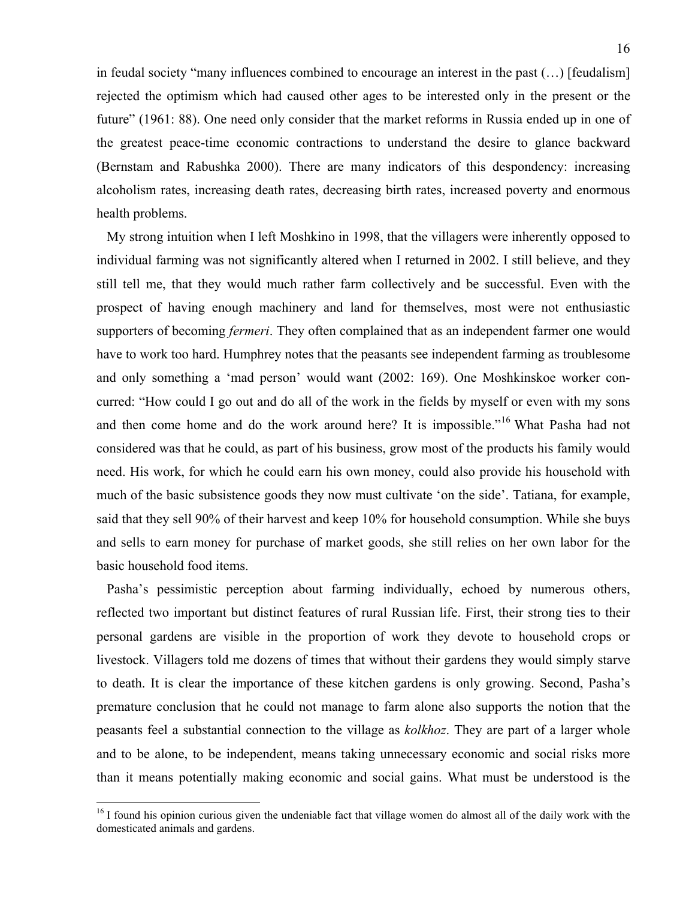in feudal society "many influences combined to encourage an interest in the past (…) [feudalism] rejected the optimism which had caused other ages to be interested only in the present or the future" (1961: 88). One need only consider that the market reforms in Russia ended up in one of the greatest peace-time economic contractions to understand the desire to glance backward (Bernstam and Rabushka 2000). There are many indicators of this despondency: increasing alcoholism rates, increasing death rates, decreasing birth rates, increased poverty and enormous health problems.

My strong intuition when I left Moshkino in 1998, that the villagers were inherently opposed to individual farming was not significantly altered when I returned in 2002. I still believe, and they still tell me, that they would much rather farm collectively and be successful. Even with the prospect of having enough machinery and land for themselves, most were not enthusiastic supporters of becoming *fermeri*. They often complained that as an independent farmer one would have to work too hard. Humphrey notes that the peasants see independent farming as troublesome and only something a 'mad person' would want (2002: 169). One Moshkinskoe worker concurred: "How could I go out and do all of the work in the fields by myself or even with my sons and then come home and do the work around here? It is impossible."[16] What Pasha had not considered was that he could, as part of his business, grow most of the products his family would need. His work, for which he could earn his own money, could also provide his household with much of the basic subsistence goods they now must cultivate 'on the side'. Tatiana, for example, said that they sell 90% of their harvest and keep 10% for household consumption. While she buys and sells to earn money for purchase of market goods, she still relies on her own labor for the basic household food items.

Pasha's pessimistic perception about farming individually, echoed by numerous others, reflected two important but distinct features of rural Russian life. First, their strong ties to their personal gardens are visible in the proportion of work they devote to household crops or livestock. Villagers told me dozens of times that without their gardens they would simply starve to death. It is clear the importance of these kitchen gardens is only growing. Second, Pasha's premature conclusion that he could not manage to farm alone also supports the notion that the peasants feel a substantial connection to the village as *kolkhoz*. They are part of a larger whole and to be alone, to be independent, means taking unnecessary economic and social risks more than it means potentially making economic and social gains. What must be understood is the

[16] I found his opinion curious given the undeniable fact that village women do almost all of the daily work with the domesticated animals and gardens.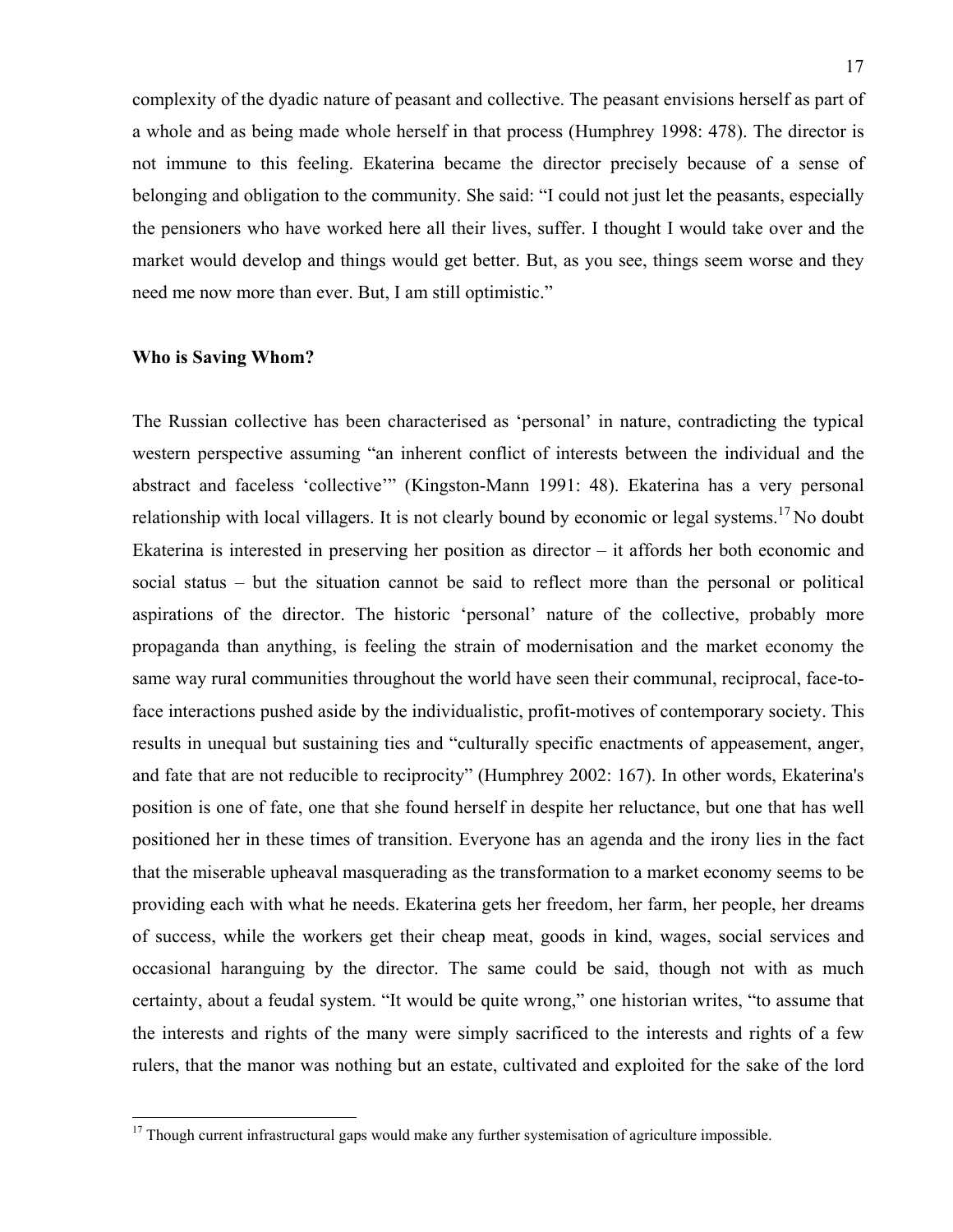complexity of the dyadic nature of peasant and collective. The peasant envisions herself as part of a whole and as being made whole herself in that process (Humphrey 1998: 478). The director is not immune to this feeling. Ekaterina became the director precisely because of a sense of belonging and obligation to the community. She said: "I could not just let the peasants, especially the pensioners who have worked here all their lives, suffer. I thought I would take over and the market would develop and things would get better. But, as you see, things seem worse and they need me now more than ever. But, I am still optimistic."

**Who is Saving Whom?**

The Russian collective has been characterised as 'personal' in nature, contradicting the typical western perspective assuming "an inherent conflict of interests between the individual and the abstract and faceless 'collective'" (Kingston-Mann 1991: 48). Ekaterina has a very personal relationship with local villagers. It is not clearly bound by economic or legal systems.[17] No doubt Ekaterina is interested in preserving her position as director – it affords her both economic and social status – but the situation cannot be said to reflect more than the personal or political aspirations of the director. The historic 'personal' nature of the collective, probably more propaganda than anything, is feeling the strain of modernisation and the market economy the same way rural communities throughout the world have seen their communal, reciprocal, face-to-face interactions pushed aside by the individualistic, profit-motives of contemporary society. This results in unequal but sustaining ties and "culturally specific enactments of appeasement, anger, and fate that are not reducible to reciprocity" (Humphrey 2002: 167). In other words, Ekaterina's position is one of fate, one that she found herself in despite her reluctance, but one that has well positioned her in these times of transition. Everyone has an agenda and the irony lies in the fact that the miserable upheaval masquerading as the transformation to a market economy seems to be providing each with what he needs. Ekaterina gets her freedom, her farm, her people, her dreams of success, while the workers get their cheap meat, goods in kind, wages, social services and occasional haranguing by the director. The same could be said, though not with as much certainty, about a feudal system. "It would be quite wrong," one historian writes, "to assume that the interests and rights of the many were simply sacrificed to the interests and rights of a few rulers, that the manor was nothing but an estate, cultivated and exploited for the sake of the lord

[17] Though current infrastructural gaps would make any further systemisation of agriculture impossible.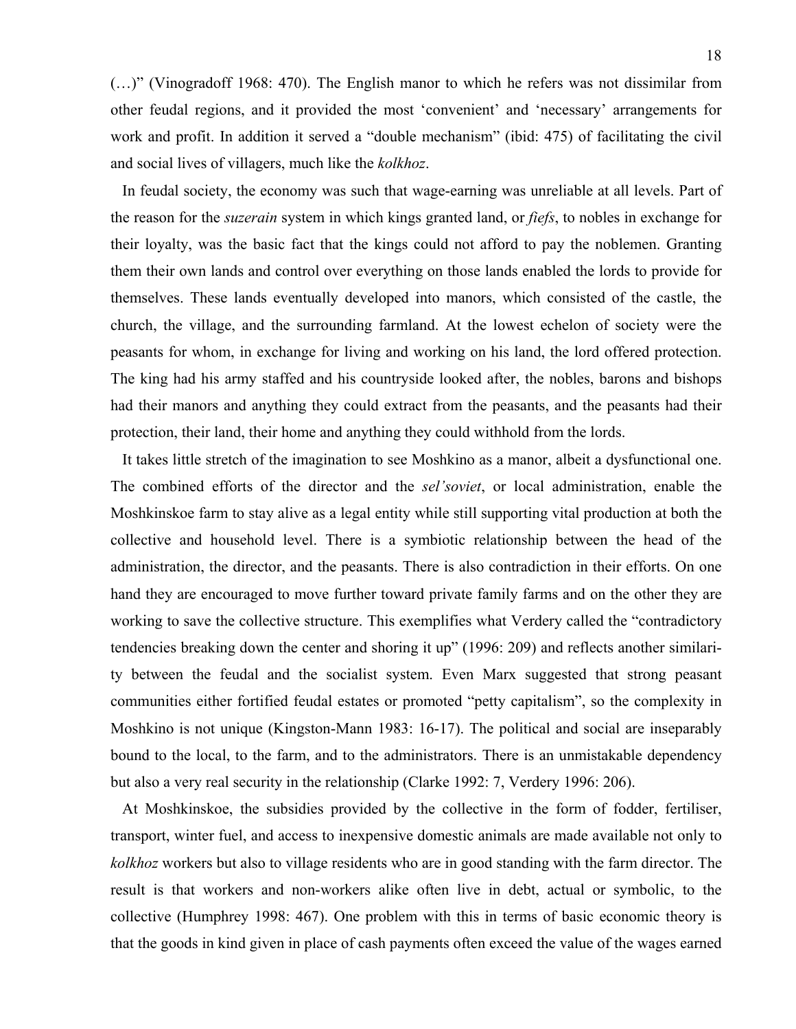(…)" (Vinogradoff 1968: 470). The English manor to which he refers was not dissimilar from other feudal regions, and it provided the most 'convenient' and 'necessary' arrangements for work and profit. In addition it served a "double mechanism" (ibid: 475) of facilitating the civil and social lives of villagers, much like the *kolkhoz*.

In feudal society, the economy was such that wage-earning was unreliable at all levels. Part of the reason for the *suzerain* system in which kings granted land, or *fiefs*, to nobles in exchange for their loyalty, was the basic fact that the kings could not afford to pay the noblemen. Granting them their own lands and control over everything on those lands enabled the lords to provide for themselves. These lands eventually developed into manors, which consisted of the castle, the church, the village, and the surrounding farmland. At the lowest echelon of society were the peasants for whom, in exchange for living and working on his land, the lord offered protection. The king had his army staffed and his countryside looked after, the nobles, barons and bishops had their manors and anything they could extract from the peasants, and the peasants had their protection, their land, their home and anything they could withhold from the lords.

It takes little stretch of the imagination to see Moshkino as a manor, albeit a dysfunctional one. The combined efforts of the director and the *sel'soviet*, or local administration, enable the Moshkinskoe farm to stay alive as a legal entity while still supporting vital production at both the collective and household level. There is a symbiotic relationship between the head of the administration, the director, and the peasants. There is also contradiction in their efforts. On one hand they are encouraged to move further toward private family farms and on the other they are working to save the collective structure. This exemplifies what Verdery called the "contradictory tendencies breaking down the center and shoring it up" (1996: 209) and reflects another similarity between the feudal and the socialist system. Even Marx suggested that strong peasant communities either fortified feudal estates or promoted "petty capitalism", so the complexity in Moshkino is not unique (Kingston-Mann 1983: 16-17). The political and social are inseparably bound to the local, to the farm, and to the administrators. There is an unmistakable dependency but also a very real security in the relationship (Clarke 1992: 7, Verdery 1996: 206).

At Moshkinskoe, the subsidies provided by the collective in the form of fodder, fertiliser, transport, winter fuel, and access to inexpensive domestic animals are made available not only to *kolkhoz* workers but also to village residents who are in good standing with the farm director. The result is that workers and non-workers alike often live in debt, actual or symbolic, to the collective (Humphrey 1998: 467). One problem with this in terms of basic economic theory is that the goods in kind given in place of cash payments often exceed the value of the wages earned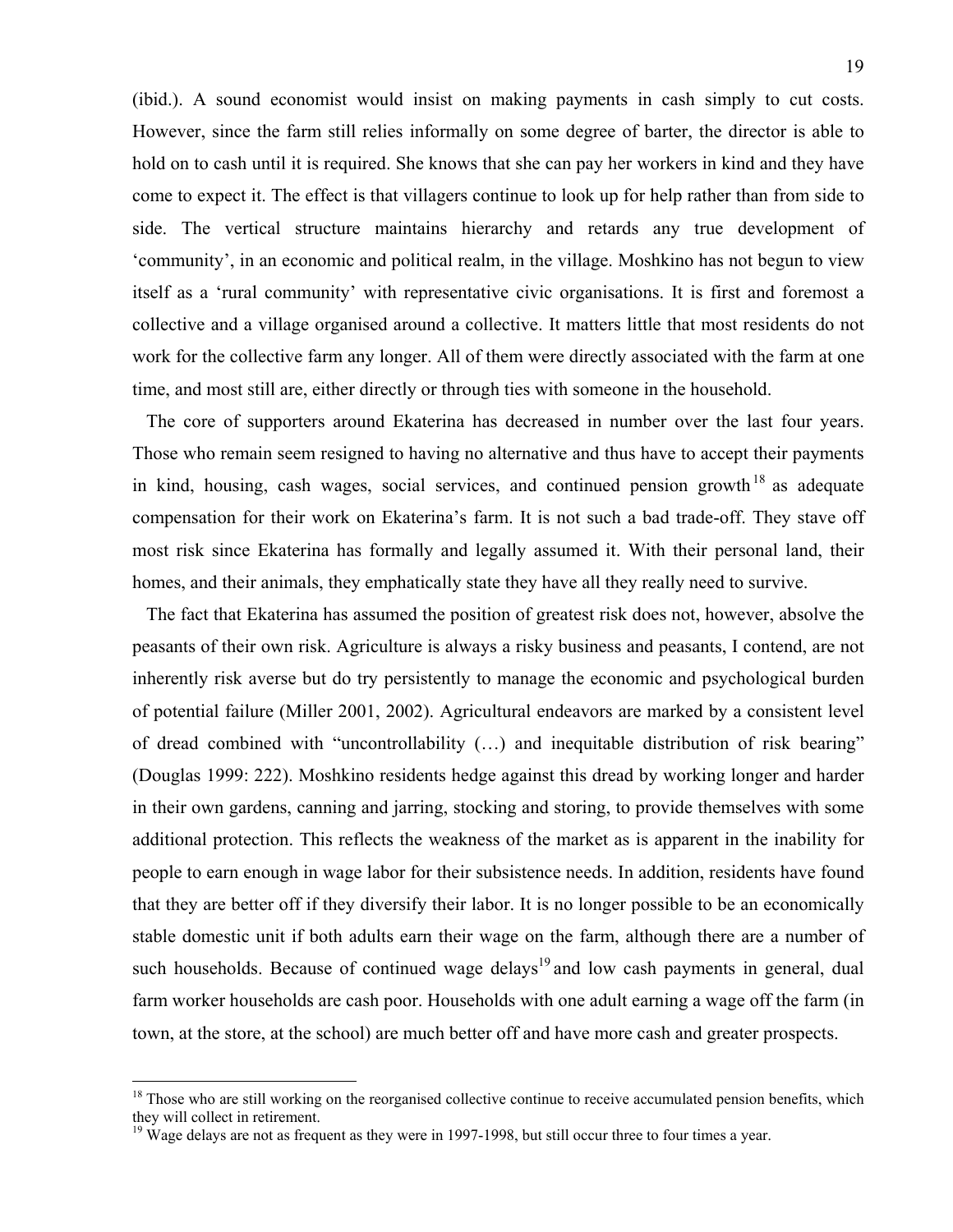(ibid.). A sound economist would insist on making payments in cash simply to cut costs. However, since the farm still relies informally on some degree of barter, the director is able to hold on to cash until it is required. She knows that she can pay her workers in kind and they have come to expect it. The effect is that villagers continue to look up for help rather than from side to side. The vertical structure maintains hierarchy and retards any true development of 'community', in an economic and political realm, in the village. Moshkino has not begun to view itself as a 'rural community' with representative civic organisations. It is first and foremost a collective and a village organised around a collective. It matters little that most residents do not work for the collective farm any longer. All of them were directly associated with the farm at one time, and most still are, either directly or through ties with someone in the household.

The core of supporters around Ekaterina has decreased in number over the last four years. Those who remain seem resigned to having no alternative and thus have to accept their payments in kind, housing, cash wages, social services, and continued pension growth[18] as adequate compensation for their work on Ekaterina's farm. It is not such a bad trade-off. They stave off most risk since Ekaterina has formally and legally assumed it. With their personal land, their homes, and their animals, they emphatically state they have all they really need to survive.

The fact that Ekaterina has assumed the position of greatest risk does not, however, absolve the peasants of their own risk. Agriculture is always a risky business and peasants, I contend, are not inherently risk averse but do try persistently to manage the economic and psychological burden of potential failure (Miller 2001, 2002). Agricultural endeavors are marked by a consistent level of dread combined with "uncontrollability (…) and inequitable distribution of risk bearing" (Douglas 1999: 222). Moshkino residents hedge against this dread by working longer and harder in their own gardens, canning and jarring, stocking and storing, to provide themselves with some additional protection. This reflects the weakness of the market as is apparent in the inability for people to earn enough in wage labor for their subsistence needs. In addition, residents have found that they are better off if they diversify their labor. It is no longer possible to be an economically stable domestic unit if both adults earn their wage on the farm, although there are a number of such households. Because of continued wage delays[19] and low cash payments in general, dual farm worker households are cash poor. Households with one adult earning a wage off the farm (in town, at the store, at the school) are much better off and have more cash and greater prospects.

---

[18] Those who are still working on the reorganised collective continue to receive accumulated pension benefits, which they will collect in retirement.

[19] Wage delays are not as frequent as they were in 1997-1998, but still occur three to four times a year.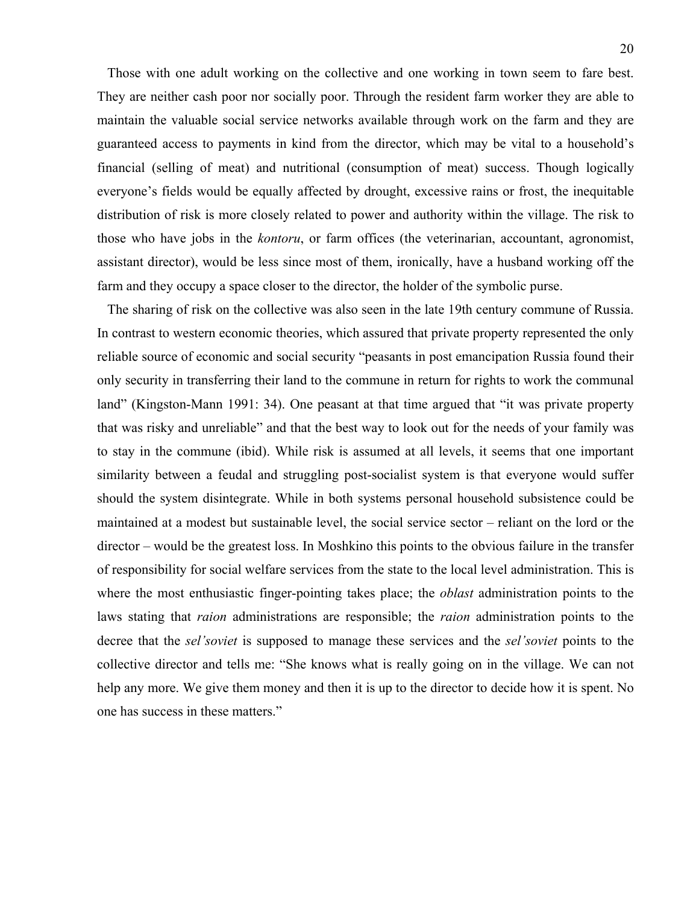Those with one adult working on the collective and one working in town seem to fare best. They are neither cash poor nor socially poor. Through the resident farm worker they are able to maintain the valuable social service networks available through work on the farm and they are guaranteed access to payments in kind from the director, which may be vital to a household's financial (selling of meat) and nutritional (consumption of meat) success. Though logically everyone's fields would be equally affected by drought, excessive rains or frost, the inequitable distribution of risk is more closely related to power and authority within the village. The risk to those who have jobs in the *kontoru*, or farm offices (the veterinarian, accountant, agronomist, assistant director), would be less since most of them, ironically, have a husband working off the farm and they occupy a space closer to the director, the holder of the symbolic purse.

The sharing of risk on the collective was also seen in the late 19th century commune of Russia. In contrast to western economic theories, which assured that private property represented the only reliable source of economic and social security "peasants in post emancipation Russia found their only security in transferring their land to the commune in return for rights to work the communal land" (Kingston-Mann 1991: 34). One peasant at that time argued that "it was private property that was risky and unreliable" and that the best way to look out for the needs of your family was to stay in the commune (ibid). While risk is assumed at all levels, it seems that one important similarity between a feudal and struggling post-socialist system is that everyone would suffer should the system disintegrate. While in both systems personal household subsistence could be maintained at a modest but sustainable level, the social service sector – reliant on the lord or the director – would be the greatest loss. In Moshkino this points to the obvious failure in the transfer of responsibility for social welfare services from the state to the local level administration. This is where the most enthusiastic finger-pointing takes place; the *oblast* administration points to the laws stating that *raion* administrations are responsible; the *raion* administration points to the decree that the *sel'soviet* is supposed to manage these services and the *sel'soviet* points to the collective director and tells me: "She knows what is really going on in the village. We can not help any more. We give them money and then it is up to the director to decide how it is spent. No one has success in these matters."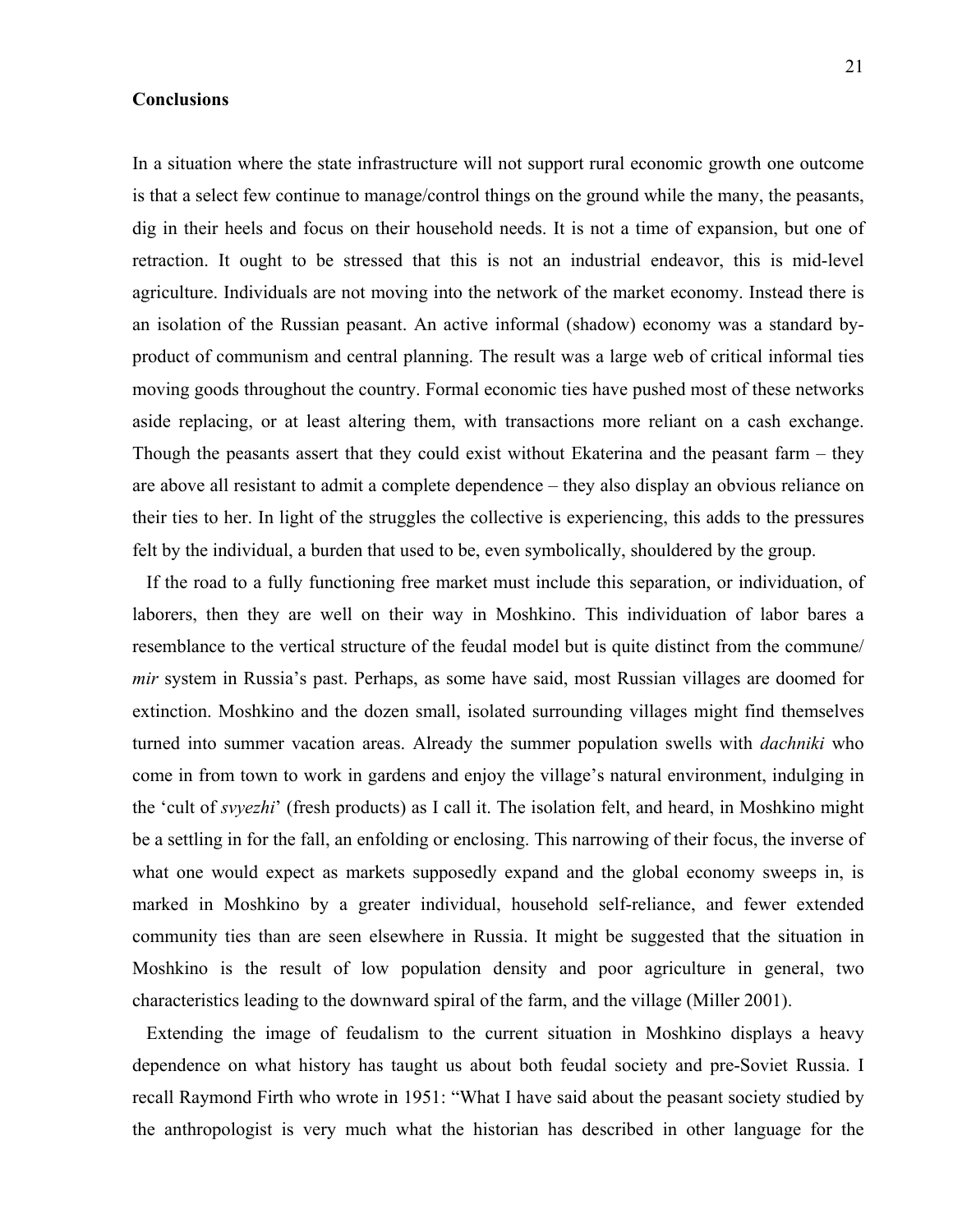**Conclusions**

In a situation where the state infrastructure will not support rural economic growth one outcome is that a select few continue to manage/control things on the ground while the many, the peasants, dig in their heels and focus on their household needs. It is not a time of expansion, but one of retraction. It ought to be stressed that this is not an industrial endeavor, this is mid-level agriculture. Individuals are not moving into the network of the market economy. Instead there is an isolation of the Russian peasant. An active informal (shadow) economy was a standard by-product of communism and central planning. The result was a large web of critical informal ties moving goods throughout the country. Formal economic ties have pushed most of these networks aside replacing, or at least altering them, with transactions more reliant on a cash exchange. Though the peasants assert that they could exist without Ekaterina and the peasant farm – they are above all resistant to admit a complete dependence – they also display an obvious reliance on their ties to her. In light of the struggles the collective is experiencing, this adds to the pressures felt by the individual, a burden that used to be, even symbolically, shouldered by the group.

If the road to a fully functioning free market must include this separation, or individuation, of laborers, then they are well on their way in Moshkino. This individuation of labor bares a resemblance to the vertical structure of the feudal model but is quite distinct from the commune/ *mir* system in Russia's past. Perhaps, as some have said, most Russian villages are doomed for extinction. Moshkino and the dozen small, isolated surrounding villages might find themselves turned into summer vacation areas. Already the summer population swells with *dachniki* who come in from town to work in gardens and enjoy the village's natural environment, indulging in the 'cult of *svyezhi*' (fresh products) as I call it. The isolation felt, and heard, in Moshkino might be a settling in for the fall, an enfolding or enclosing. This narrowing of their focus, the inverse of what one would expect as markets supposedly expand and the global economy sweeps in, is marked in Moshkino by a greater individual, household self-reliance, and fewer extended community ties than are seen elsewhere in Russia. It might be suggested that the situation in Moshkino is the result of low population density and poor agriculture in general, two characteristics leading to the downward spiral of the farm, and the village (Miller 2001).

Extending the image of feudalism to the current situation in Moshkino displays a heavy dependence on what history has taught us about both feudal society and pre-Soviet Russia. I recall Raymond Firth who wrote in 1951: "What I have said about the peasant society studied by the anthropologist is very much what the historian has described in other language for the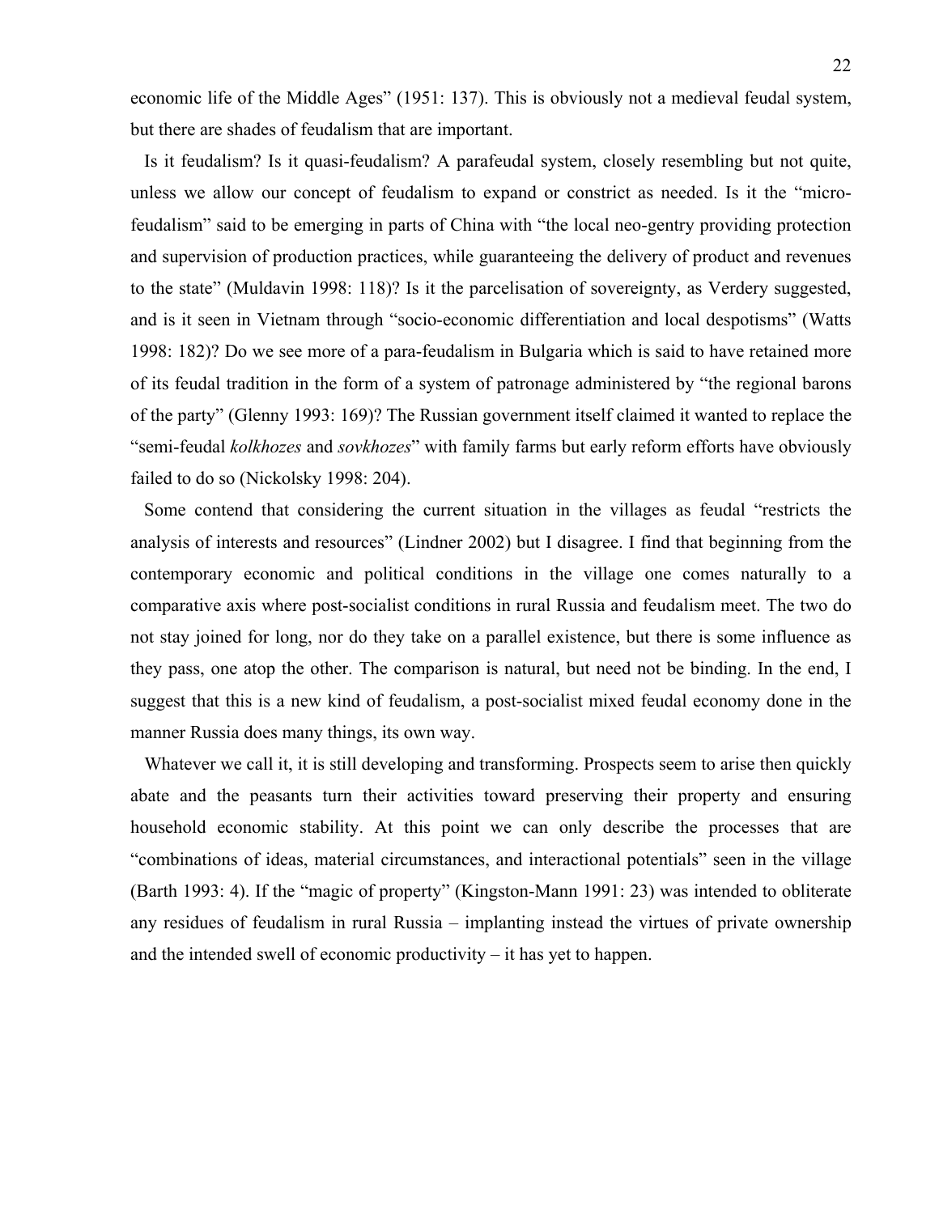economic life of the Middle Ages" (1951: 137). This is obviously not a medieval feudal system, but there are shades of feudalism that are important.

Is it feudalism? Is it quasi-feudalism? A parafeudal system, closely resembling but not quite, unless we allow our concept of feudalism to expand or constrict as needed. Is it the "micro-feudalism" said to be emerging in parts of China with "the local neo-gentry providing protection and supervision of production practices, while guaranteeing the delivery of product and revenues to the state" (Muldavin 1998: 118)? Is it the parcelisation of sovereignty, as Verdery suggested, and is it seen in Vietnam through "socio-economic differentiation and local despotisms" (Watts 1998: 182)? Do we see more of a para-feudalism in Bulgaria which is said to have retained more of its feudal tradition in the form of a system of patronage administered by "the regional barons of the party" (Glenny 1993: 169)? The Russian government itself claimed it wanted to replace the "semi-feudal *kolkhozes* and *sovkhozes*" with family farms but early reform efforts have obviously failed to do so (Nickolsky 1998: 204).

Some contend that considering the current situation in the villages as feudal "restricts the analysis of interests and resources" (Lindner 2002) but I disagree. I find that beginning from the contemporary economic and political conditions in the village one comes naturally to a comparative axis where post-socialist conditions in rural Russia and feudalism meet. The two do not stay joined for long, nor do they take on a parallel existence, but there is some influence as they pass, one atop the other. The comparison is natural, but need not be binding. In the end, I suggest that this is a new kind of feudalism, a post-socialist mixed feudal economy done in the manner Russia does many things, its own way.

Whatever we call it, it is still developing and transforming. Prospects seem to arise then quickly abate and the peasants turn their activities toward preserving their property and ensuring household economic stability. At this point we can only describe the processes that are "combinations of ideas, material circumstances, and interactional potentials" seen in the village (Barth 1993: 4). If the "magic of property" (Kingston-Mann 1991: 23) was intended to obliterate any residues of feudalism in rural Russia – implanting instead the virtues of private ownership and the intended swell of economic productivity – it has yet to happen.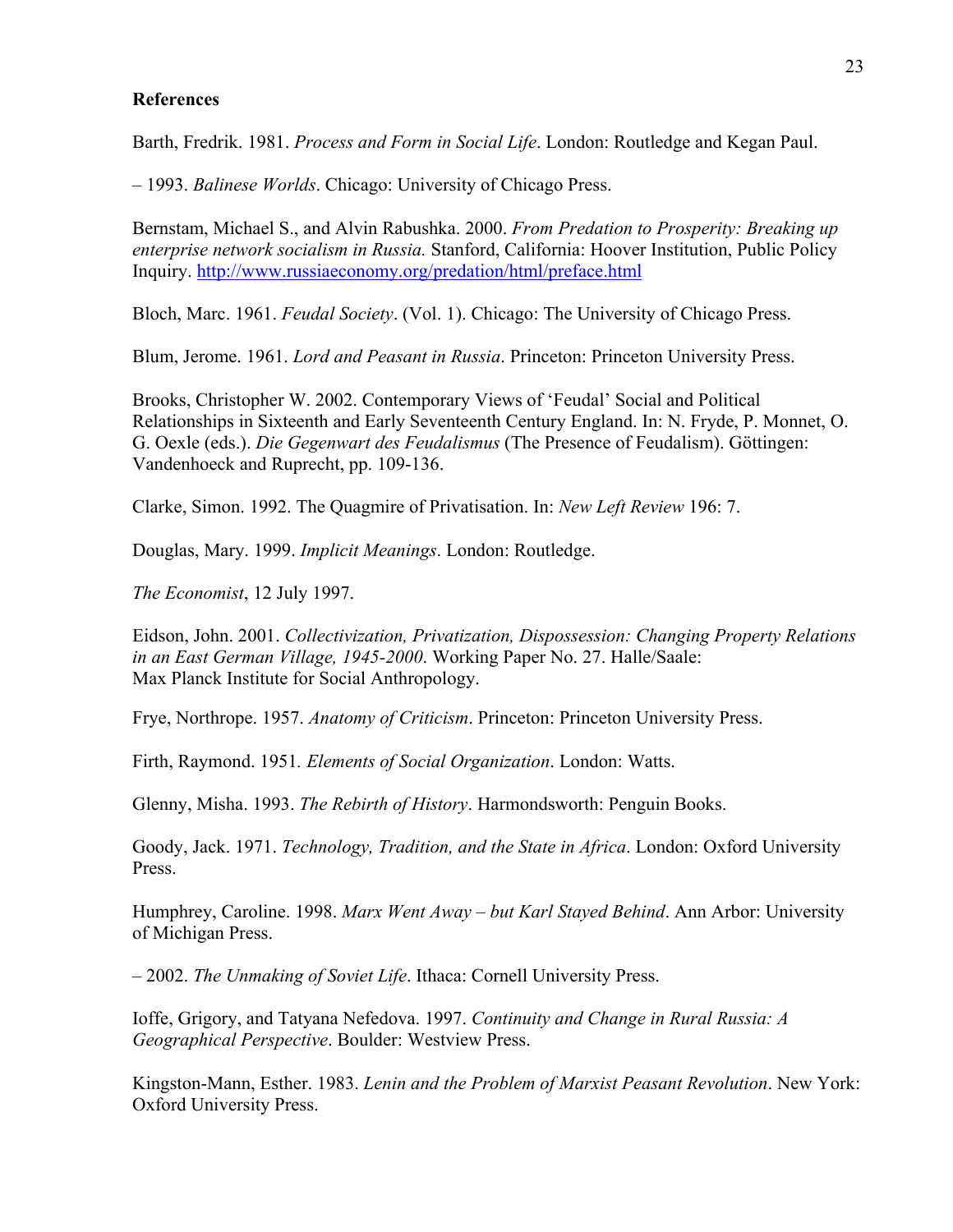**References**

Barth, Fredrik. 1981. *Process and Form in Social Life*. London: Routledge and Kegan Paul.

– 1993. *Balinese Worlds*. Chicago: University of Chicago Press.

Bernstam, Michael S., and Alvin Rabushka. 2000. *From Predation to Prosperity: Breaking up enterprise network socialism in Russia.* Stanford, California: Hoover Institution, Public Policy Inquiry. http://www.russiaeconomy.org/predation/html/preface.html

Bloch, Marc. 1961. *Feudal Society*. (Vol. 1). Chicago: The University of Chicago Press.

Blum, Jerome. 1961. *Lord and Peasant in Russia*. Princeton: Princeton University Press.

Brooks, Christopher W. 2002. Contemporary Views of 'Feudal' Social and Political Relationships in Sixteenth and Early Seventeenth Century England. In: N. Fryde, P. Monnet, O. G. Oexle (eds.). *Die Gegenwart des Feudalismus* (The Presence of Feudalism). Göttingen: Vandenhoeck and Ruprecht, pp. 109-136.

Clarke, Simon. 1992. The Quagmire of Privatisation. In: *New Left Review* 196: 7.

Douglas, Mary. 1999. *Implicit Meanings*. London: Routledge.

*The Economist*, 12 July 1997.

Eidson, John. 2001. *Collectivization, Privatization, Dispossession: Changing Property Relations in an East German Village, 1945-2000*. Working Paper No. 27. Halle/Saale: Max Planck Institute for Social Anthropology.

Frye, Northrope. 1957. *Anatomy of Criticism*. Princeton: Princeton University Press.

Firth, Raymond. 1951. *Elements of Social Organization*. London: Watts.

Glenny, Misha. 1993. *The Rebirth of History*. Harmondsworth: Penguin Books.

Goody, Jack. 1971. *Technology, Tradition, and the State in Africa*. London: Oxford University Press.

Humphrey, Caroline. 1998. *Marx Went Away – but Karl Stayed Behind*. Ann Arbor: University of Michigan Press.

– 2002. *The Unmaking of Soviet Life*. Ithaca: Cornell University Press.

Ioffe, Grigory, and Tatyana Nefedova. 1997. *Continuity and Change in Rural Russia: A Geographical Perspective*. Boulder: Westview Press.

Kingston-Mann, Esther. 1983. *Lenin and the Problem of Marxist Peasant Revolution*. New York: Oxford University Press.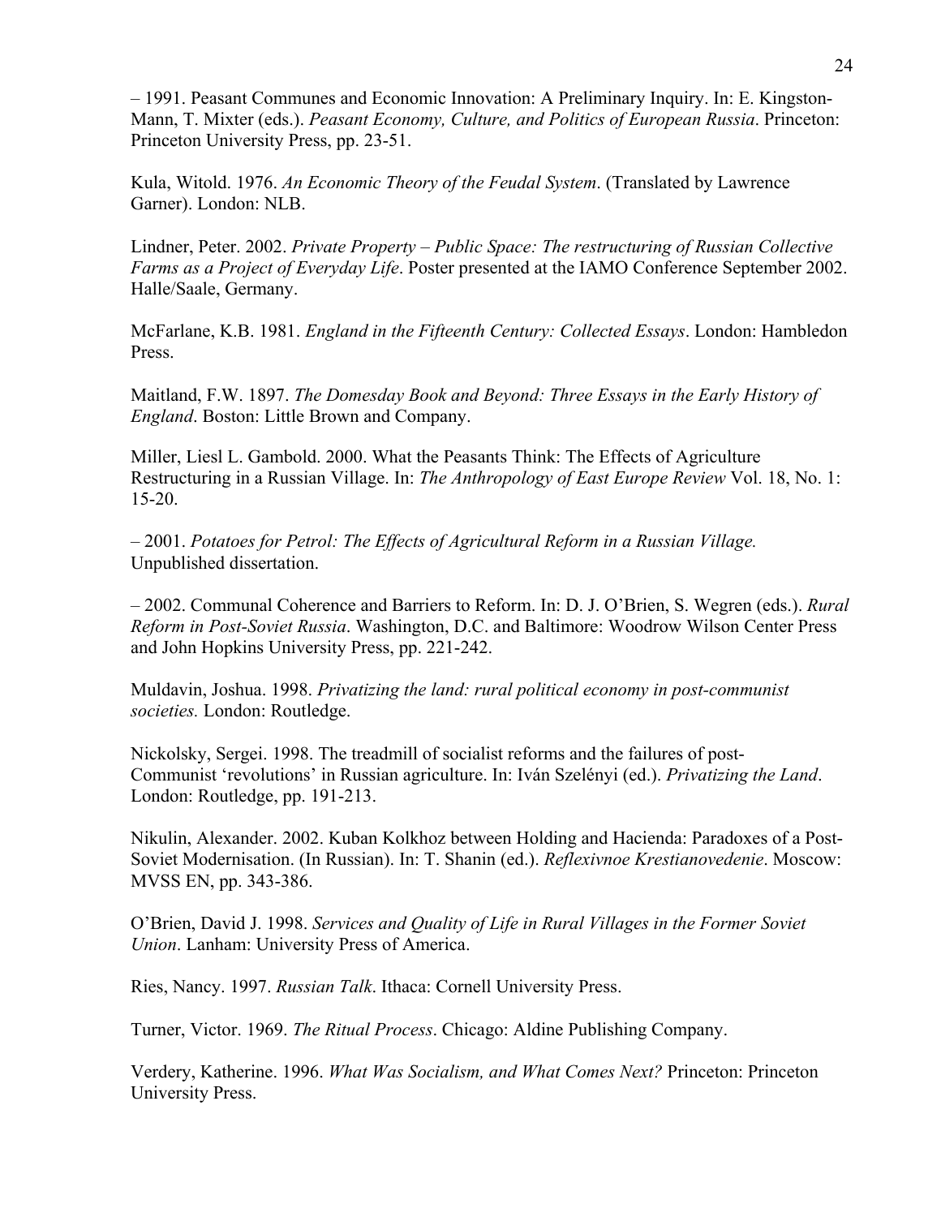– 1991. Peasant Communes and Economic Innovation: A Preliminary Inquiry. In: E. Kingston-Mann, T. Mixter (eds.). *Peasant Economy, Culture, and Politics of European Russia*. Princeton: Princeton University Press, pp. 23-51.

Kula, Witold. 1976. *An Economic Theory of the Feudal System*. (Translated by Lawrence Garner). London: NLB.

Lindner, Peter. 2002. *Private Property – Public Space: The restructuring of Russian Collective Farms as a Project of Everyday Life*. Poster presented at the IAMO Conference September 2002. Halle/Saale, Germany.

McFarlane, K.B. 1981. *England in the Fifteenth Century: Collected Essays*. London: Hambledon Press.

Maitland, F.W. 1897. *The Domesday Book and Beyond: Three Essays in the Early History of England*. Boston: Little Brown and Company.

Miller, Liesl L. Gambold. 2000. What the Peasants Think: The Effects of Agriculture Restructuring in a Russian Village. In: *The Anthropology of East Europe Review* Vol. 18, No. 1: 15-20.

– 2001. *Potatoes for Petrol: The Effects of Agricultural Reform in a Russian Village.* Unpublished dissertation.

– 2002. Communal Coherence and Barriers to Reform. In: D. J. O'Brien, S. Wegren (eds.). *Rural Reform in Post-Soviet Russia*. Washington, D.C. and Baltimore: Woodrow Wilson Center Press and John Hopkins University Press, pp. 221-242.

Muldavin, Joshua. 1998. *Privatizing the land: rural political economy in post-communist societies.* London: Routledge.

Nickolsky, Sergei. 1998. The treadmill of socialist reforms and the failures of post-Communist 'revolutions' in Russian agriculture. In: Iván Szelényi (ed.). *Privatizing the Land*. London: Routledge, pp. 191-213.

Nikulin, Alexander. 2002. Kuban Kolkhoz between Holding and Hacienda: Paradoxes of a Post-Soviet Modernisation. (In Russian). In: T. Shanin (ed.). *Reflexivnoe Krestianovedenie*. Moscow: MVSS EN, pp. 343-386.

O'Brien, David J. 1998. *Services and Quality of Life in Rural Villages in the Former Soviet Union*. Lanham: University Press of America.

Ries, Nancy. 1997. *Russian Talk*. Ithaca: Cornell University Press.

Turner, Victor. 1969. *The Ritual Process*. Chicago: Aldine Publishing Company.

Verdery, Katherine. 1996. *What Was Socialism, and What Comes Next?* Princeton: Princeton University Press.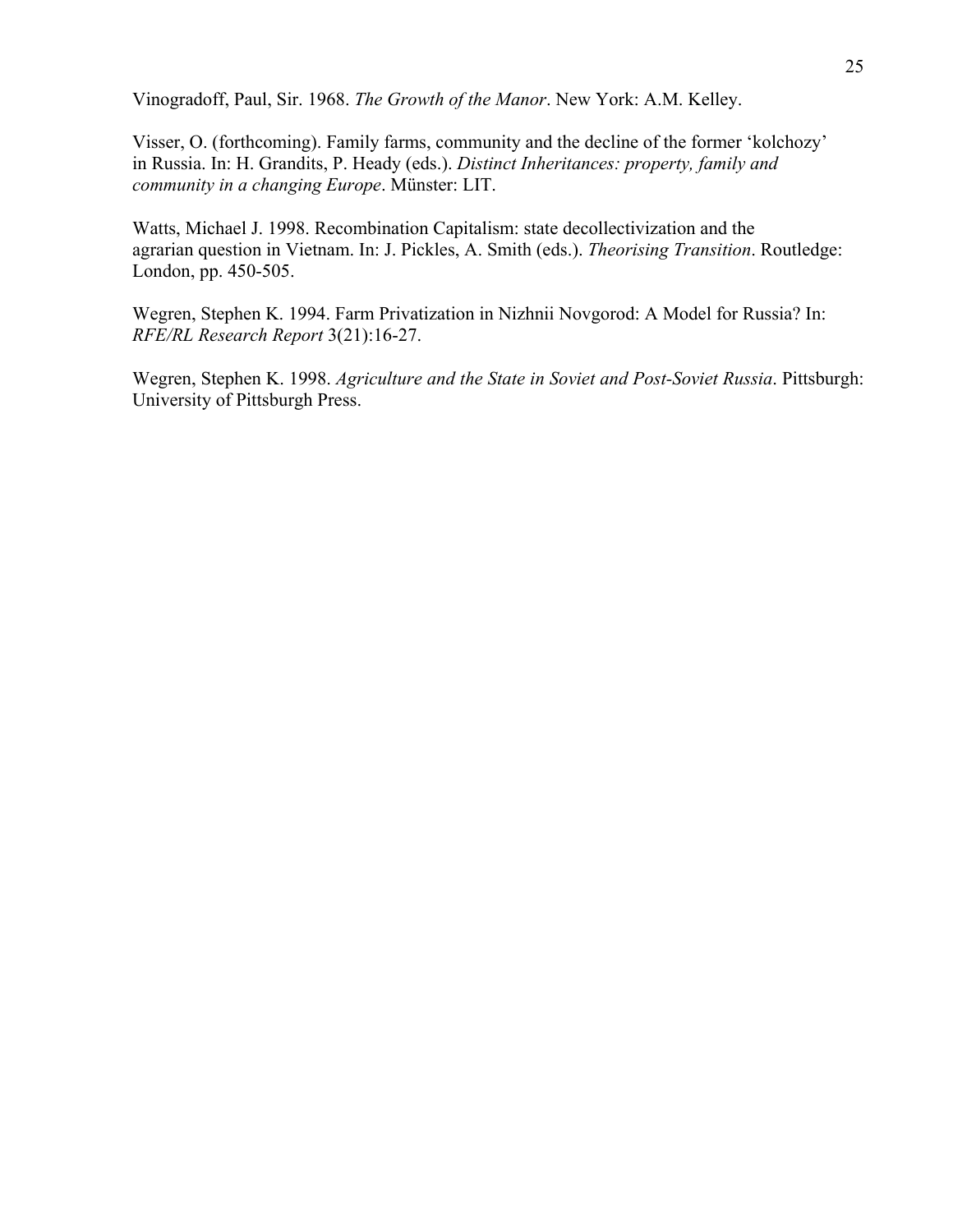Vinogradoff, Paul, Sir. 1968. *The Growth of the Manor*. New York: A.M. Kelley.

Visser, O. (forthcoming). Family farms, community and the decline of the former 'kolchozy' in Russia. In: H. Grandits, P. Heady (eds.). *Distinct Inheritances: property, family and community in a changing Europe*. Münster: LIT.

Watts, Michael J. 1998. Recombination Capitalism: state decollectivization and the agrarian question in Vietnam. In: J. Pickles, A. Smith (eds.). *Theorising Transition*. Routledge: London, pp. 450-505.

Wegren, Stephen K. 1994. Farm Privatization in Nizhnii Novgorod: A Model for Russia? In: *RFE/RL Research Report* 3(21):16-27.

Wegren, Stephen K. 1998. *Agriculture and the State in Soviet and Post-Soviet Russia*. Pittsburgh: University of Pittsburgh Press.